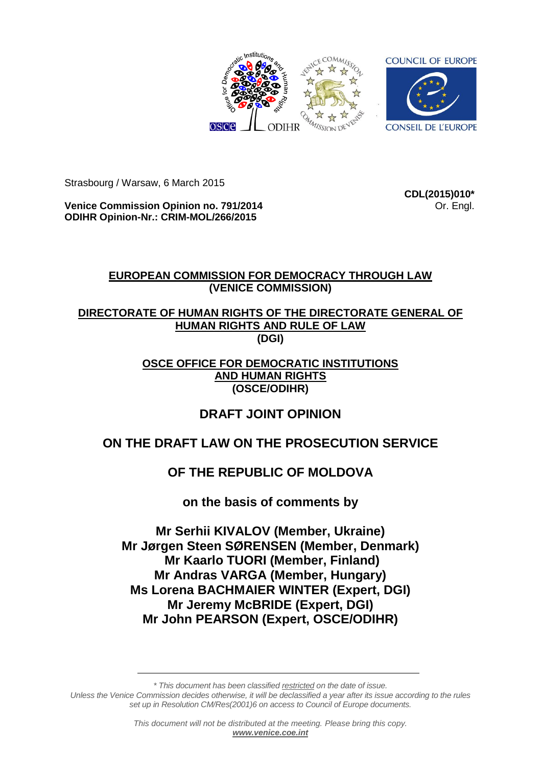Strasbourg / Warsaw, 6 March 2015

**CDL(2015)010***
Or. Engl.

**Venice Commission Opinion no. 791/2014**
**ODIHR Opinion-Nr.: CRIM-MOL/266/2015**

**EUROPEAN COMMISSION FOR DEMOCRACY THROUGH LAW**
**(VENICE COMMISSION)**

**DIRECTORATE OF HUMAN RIGHTS OF THE DIRECTORATE GENERAL OF HUMAN RIGHTS AND RULE OF LAW**
**(DGI)**

**OSCE OFFICE FOR DEMOCRATIC INSTITUTIONS AND HUMAN RIGHTS**
**(OSCE/ODIHR)**

# DRAFT JOINT OPINION

# ON THE DRAFT LAW ON THE PROSECUTION SERVICE OF THE REPUBLIC OF MOLDOVA

**on the basis of comments by**

**Mr Serhii KIVALOV (Member, Ukraine)**
**Mr Jørgen Steen SØRENSEN (Member, Denmark)**
**Mr Kaarlo TUORI (Member, Finland)**
**Mr Andras VARGA (Member, Hungary)**
**Ms Lorena BACHMAIER WINTER (Expert, DGI)**
**Mr Jeremy McBRIDE (Expert, DGI)**
**Mr John PEARSON (Expert, OSCE/ODIHR)**

---

*\* This document has been classified restricted on the date of issue. Unless the Venice Commission decides otherwise, it will be declassified a year after its issue according to the rules set up in Resolution CM/Res(2001)6 on access to Council of Europe documents.*

*This document will not be distributed at the meeting. Please bring this copy.*
***www.venice.coe.int***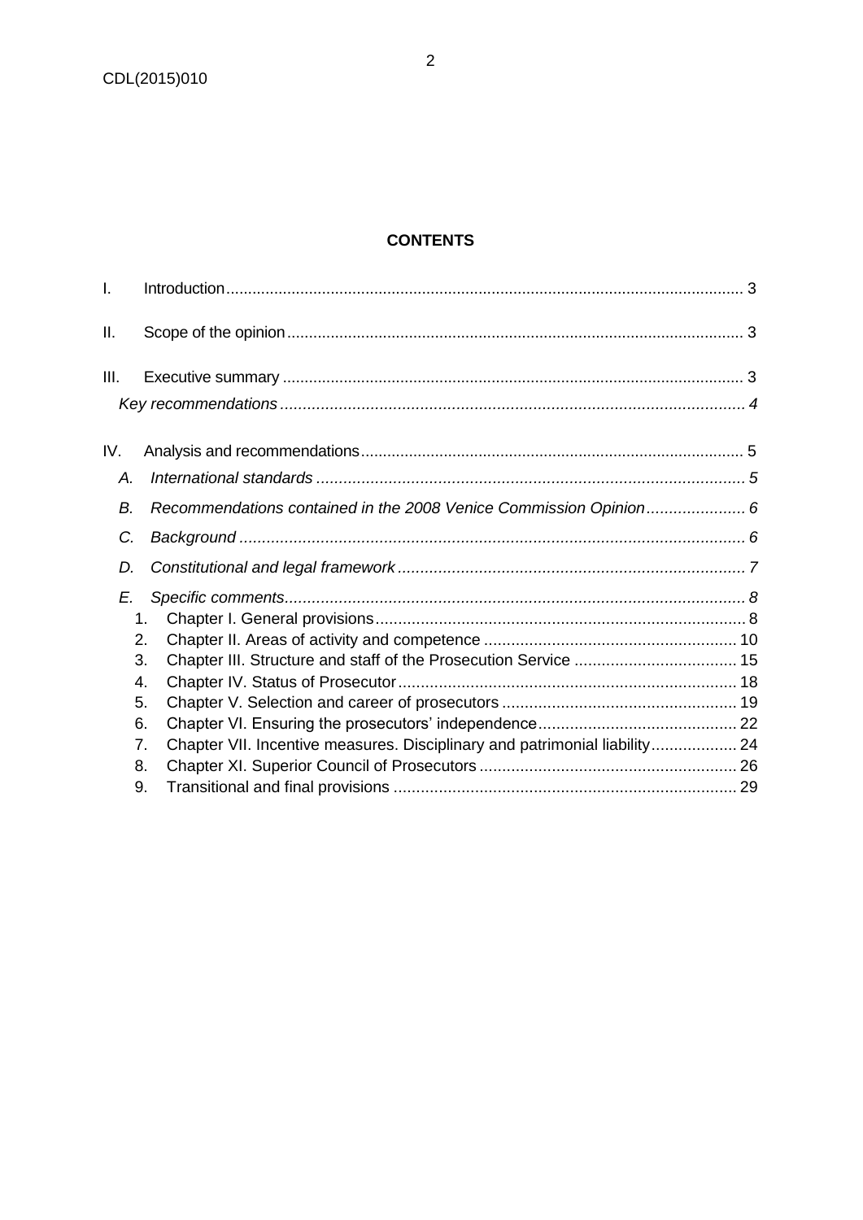**CONTENTS**

I. Introduction ..... 3

II. Scope of the opinion ..... 3

III. Executive summary ..... 3

*Key recommendations ..... 4*

IV. Analysis and recommendations ..... 5

*A. International standards ..... 5*

*B. Recommendations contained in the 2008 Venice Commission Opinion ..... 6*

*C. Background ..... 6*

*D. Constitutional and legal framework ..... 7*

*E. Specific comments ..... 8*

1. Chapter I. General provisions ..... 8
2. Chapter II. Areas of activity and competence ..... 10
3. Chapter III. Structure and staff of the Prosecution Service ..... 15
4. Chapter IV. Status of Prosecutor ..... 18
5. Chapter V. Selection and career of prosecutors ..... 19
6. Chapter VI. Ensuring the prosecutors' independence ..... 22
7. Chapter VII. Incentive measures. Disciplinary and patrimonial liability ..... 24
8. Chapter XI. Superior Council of Prosecutors ..... 26
9. Transitional and final provisions ..... 29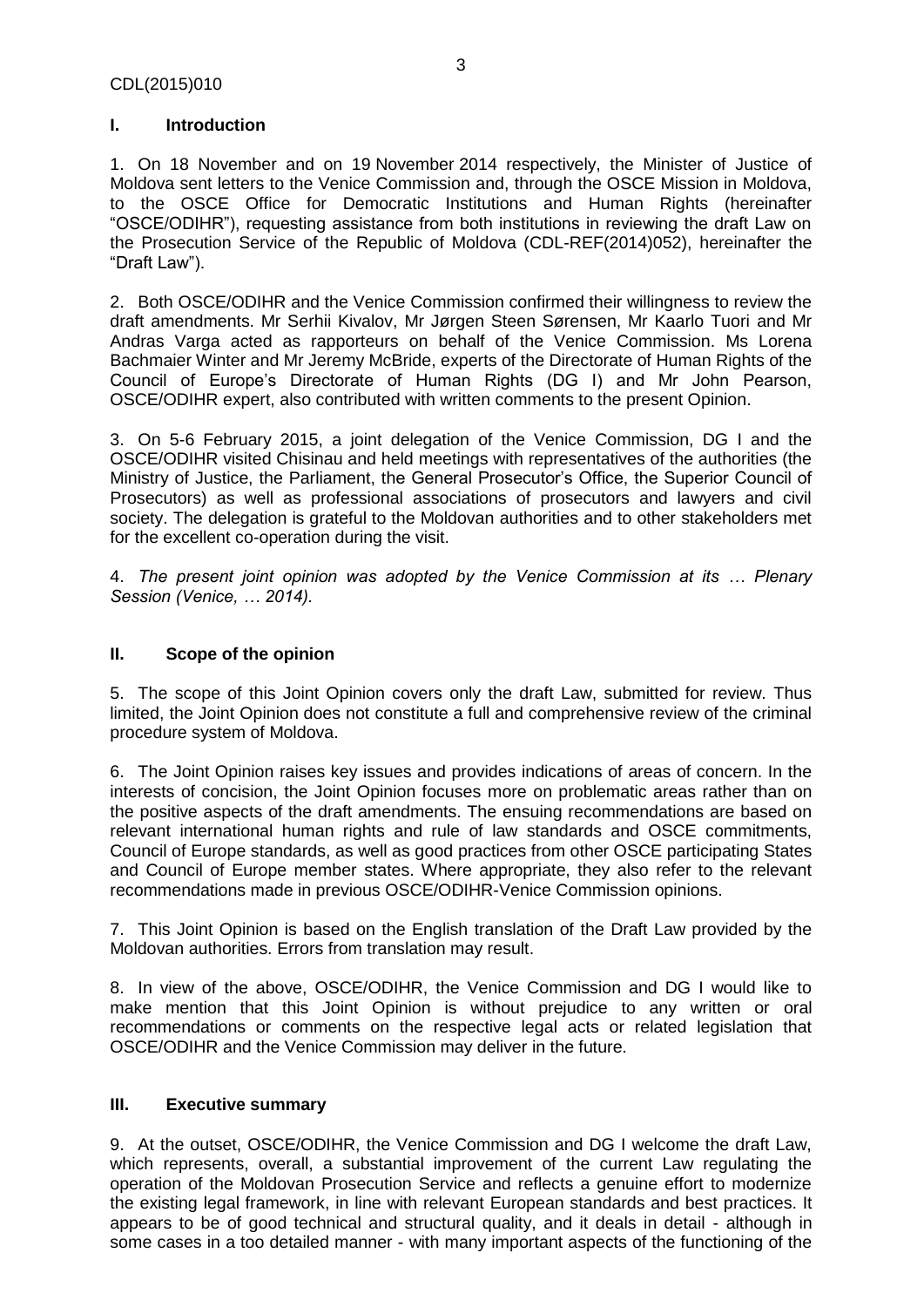## I. Introduction

1. On 18 November and on 19 November 2014 respectively, the Minister of Justice of Moldova sent letters to the Venice Commission and, through the OSCE Mission in Moldova, to the OSCE Office for Democratic Institutions and Human Rights (hereinafter "OSCE/ODIHR"), requesting assistance from both institutions in reviewing the draft Law on the Prosecution Service of the Republic of Moldova (CDL-REF(2014)052), hereinafter the "Draft Law").

2. Both OSCE/ODIHR and the Venice Commission confirmed their willingness to review the draft amendments. Mr Serhii Kivalov, Mr Jørgen Steen Sørensen, Mr Kaarlo Tuori and Mr Andras Varga acted as rapporteurs on behalf of the Venice Commission. Ms Lorena Bachmaier Winter and Mr Jeremy McBride, experts of the Directorate of Human Rights of the Council of Europe's Directorate of Human Rights (DG I) and Mr John Pearson, OSCE/ODIHR expert, also contributed with written comments to the present Opinion.

3. On 5-6 February 2015, a joint delegation of the Venice Commission, DG I and the OSCE/ODIHR visited Chisinau and held meetings with representatives of the authorities (the Ministry of Justice, the Parliament, the General Prosecutor's Office, the Superior Council of Prosecutors) as well as professional associations of prosecutors and lawyers and civil society. The delegation is grateful to the Moldovan authorities and to other stakeholders met for the excellent co-operation during the visit.

4. *The present joint opinion was adopted by the Venice Commission at its … Plenary Session (Venice, … 2014).*

## II. Scope of the opinion

5. The scope of this Joint Opinion covers only the draft Law, submitted for review. Thus limited, the Joint Opinion does not constitute a full and comprehensive review of the criminal procedure system of Moldova.

6. The Joint Opinion raises key issues and provides indications of areas of concern. In the interests of concision, the Joint Opinion focuses more on problematic areas rather than on the positive aspects of the draft amendments. The ensuing recommendations are based on relevant international human rights and rule of law standards and OSCE commitments, Council of Europe standards, as well as good practices from other OSCE participating States and Council of Europe member states. Where appropriate, they also refer to the relevant recommendations made in previous OSCE/ODIHR-Venice Commission opinions.

7. This Joint Opinion is based on the English translation of the Draft Law provided by the Moldovan authorities. Errors from translation may result.

8. In view of the above, OSCE/ODIHR, the Venice Commission and DG I would like to make mention that this Joint Opinion is without prejudice to any written or oral recommendations or comments on the respective legal acts or related legislation that OSCE/ODIHR and the Venice Commission may deliver in the future.

## III. Executive summary

9. At the outset, OSCE/ODIHR, the Venice Commission and DG I welcome the draft Law, which represents, overall, a substantial improvement of the current Law regulating the operation of the Moldovan Prosecution Service and reflects a genuine effort to modernize the existing legal framework, in line with relevant European standards and best practices. It appears to be of good technical and structural quality, and it deals in detail - although in some cases in a too detailed manner - with many important aspects of the functioning of the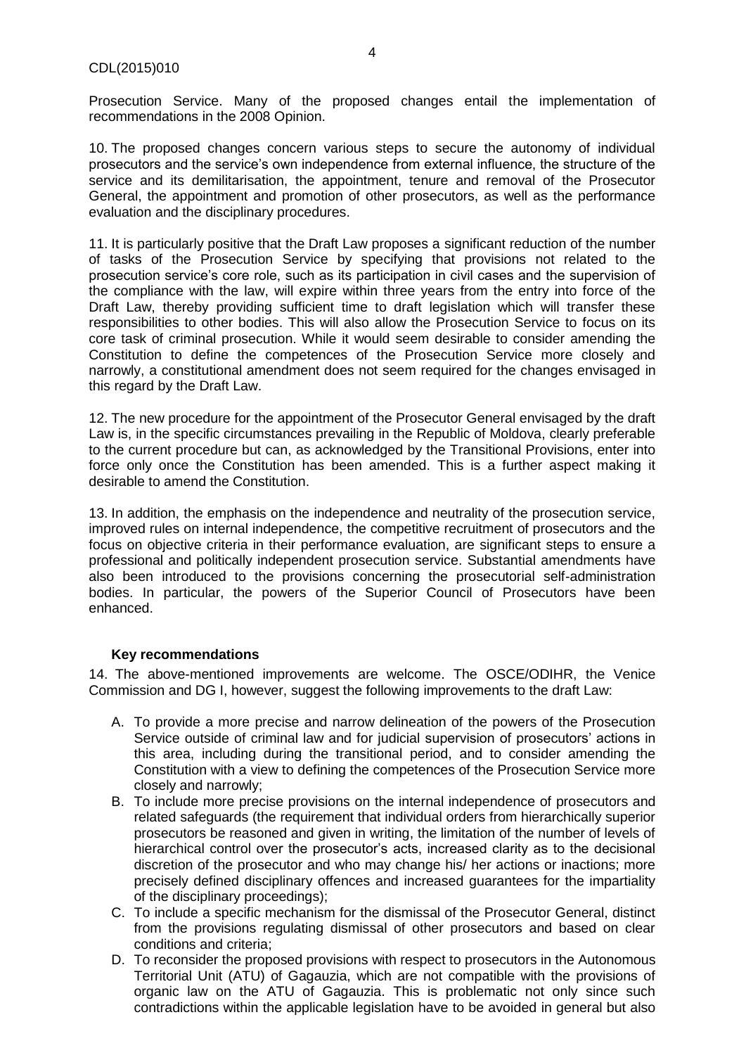Prosecution Service. Many of the proposed changes entail the implementation of recommendations in the 2008 Opinion.

10. The proposed changes concern various steps to secure the autonomy of individual prosecutors and the service's own independence from external influence, the structure of the service and its demilitarisation, the appointment, tenure and removal of the Prosecutor General, the appointment and promotion of other prosecutors, as well as the performance evaluation and the disciplinary procedures.

11. It is particularly positive that the Draft Law proposes a significant reduction of the number of tasks of the Prosecution Service by specifying that provisions not related to the prosecution service's core role, such as its participation in civil cases and the supervision of the compliance with the law, will expire within three years from the entry into force of the Draft Law, thereby providing sufficient time to draft legislation which will transfer these responsibilities to other bodies. This will also allow the Prosecution Service to focus on its core task of criminal prosecution. While it would seem desirable to consider amending the Constitution to define the competences of the Prosecution Service more closely and narrowly, a constitutional amendment does not seem required for the changes envisaged in this regard by the Draft Law.

12. The new procedure for the appointment of the Prosecutor General envisaged by the draft Law is, in the specific circumstances prevailing in the Republic of Moldova, clearly preferable to the current procedure but can, as acknowledged by the Transitional Provisions, enter into force only once the Constitution has been amended. This is a further aspect making it desirable to amend the Constitution.

13. In addition, the emphasis on the independence and neutrality of the prosecution service, improved rules on internal independence, the competitive recruitment of prosecutors and the focus on objective criteria in their performance evaluation, are significant steps to ensure a professional and politically independent prosecution service. Substantial amendments have also been introduced to the provisions concerning the prosecutorial self-administration bodies. In particular, the powers of the Superior Council of Prosecutors have been enhanced.

### Key recommendations

14. The above-mentioned improvements are welcome. The OSCE/ODIHR, the Venice Commission and DG I, however, suggest the following improvements to the draft Law:

A. To provide a more precise and narrow delineation of the powers of the Prosecution Service outside of criminal law and for judicial supervision of prosecutors' actions in this area, including during the transitional period, and to consider amending the Constitution with a view to defining the competences of the Prosecution Service more closely and narrowly;

B. To include more precise provisions on the internal independence of prosecutors and related safeguards (the requirement that individual orders from hierarchically superior prosecutors be reasoned and given in writing, the limitation of the number of levels of hierarchical control over the prosecutor's acts, increased clarity as to the decisional discretion of the prosecutor and who may change his/ her actions or inactions; more precisely defined disciplinary offences and increased guarantees for the impartiality of the disciplinary proceedings);

C. To include a specific mechanism for the dismissal of the Prosecutor General, distinct from the provisions regulating dismissal of other prosecutors and based on clear conditions and criteria;

D. To reconsider the proposed provisions with respect to prosecutors in the Autonomous Territorial Unit (ATU) of Gagauzia, which are not compatible with the provisions of organic law on the ATU of Gagauzia. This is problematic not only since such contradictions within the applicable legislation have to be avoided in general but also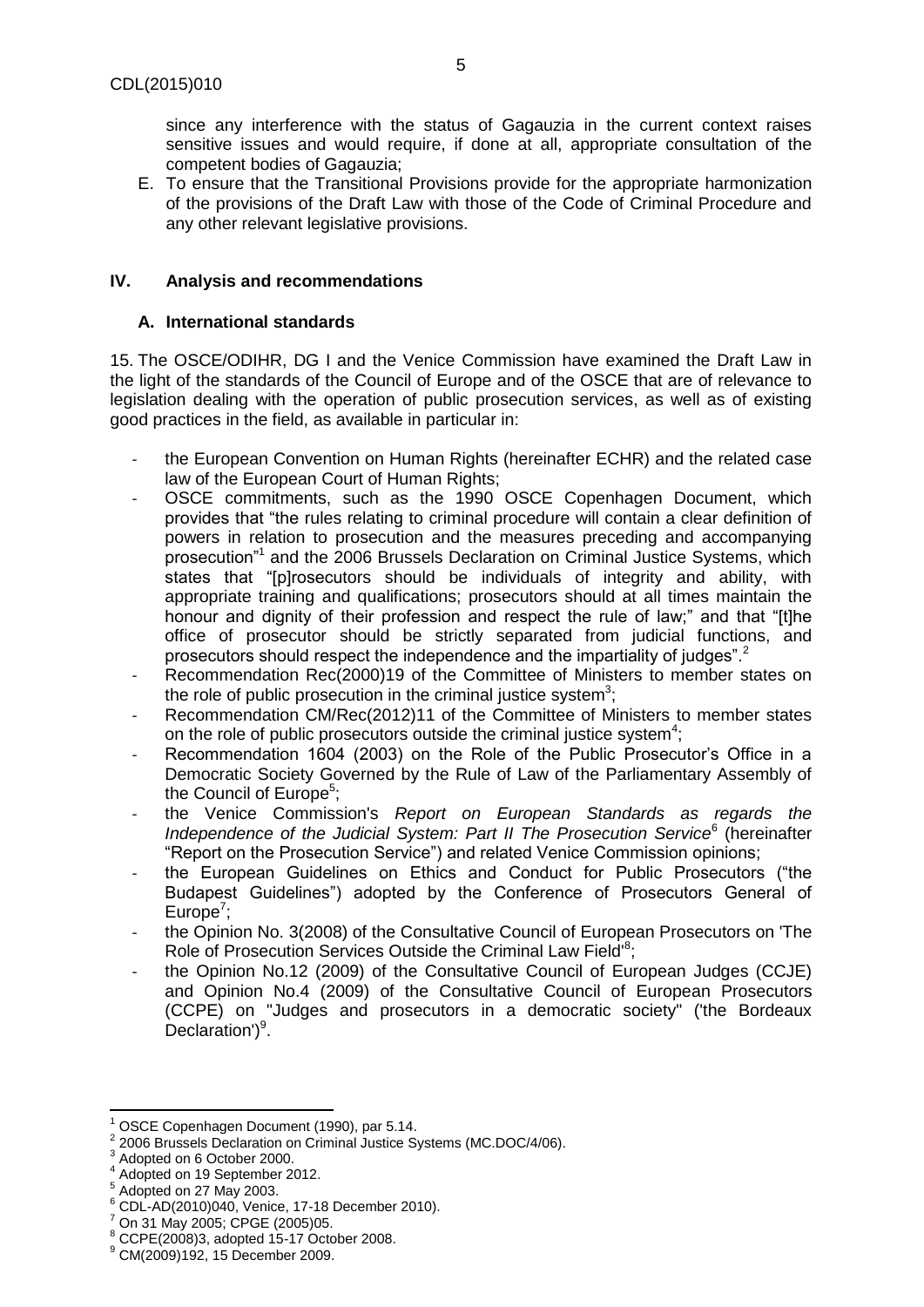since any interference with the status of Gagauzia in the current context raises sensitive issues and would require, if done at all, appropriate consultation of the competent bodies of Gagauzia;

E. To ensure that the Transitional Provisions provide for the appropriate harmonization of the provisions of the Draft Law with those of the Code of Criminal Procedure and any other relevant legislative provisions.

## IV. Analysis and recommendations

### A. International standards

15. The OSCE/ODIHR, DG I and the Venice Commission have examined the Draft Law in the light of the standards of the Council of Europe and of the OSCE that are of relevance to legislation dealing with the operation of public prosecution services, as well as of existing good practices in the field, as available in particular in:

- the European Convention on Human Rights (hereinafter ECHR) and the related case law of the European Court of Human Rights;
- OSCE commitments, such as the 1990 OSCE Copenhagen Document, which provides that "the rules relating to criminal procedure will contain a clear definition of powers in relation to prosecution and the measures preceding and accompanying prosecution"[1] and the 2006 Brussels Declaration on Criminal Justice Systems, which states that "[p]rosecutors should be individuals of integrity and ability, with appropriate training and qualifications; prosecutors should at all times maintain the honour and dignity of their profession and respect the rule of law;" and that "[t]he office of prosecutor should be strictly separated from judicial functions, and prosecutors should respect the independence and the impartiality of judges".[2]
- Recommendation Rec(2000)19 of the Committee of Ministers to member states on the role of public prosecution in the criminal justice system[3];
- Recommendation CM/Rec(2012)11 of the Committee of Ministers to member states on the role of public prosecutors outside the criminal justice system[4];
- Recommendation 1604 (2003) on the Role of the Public Prosecutor's Office in a Democratic Society Governed by the Rule of Law of the Parliamentary Assembly of the Council of Europe[5];
- the Venice Commission's *Report on European Standards as regards the Independence of the Judicial System: Part II The Prosecution Service*[6] (hereinafter "Report on the Prosecution Service") and related Venice Commission opinions;
- the European Guidelines on Ethics and Conduct for Public Prosecutors ("the Budapest Guidelines") adopted by the Conference of Prosecutors General of Europe[7];
- the Opinion No. 3(2008) of the Consultative Council of European Prosecutors on 'The Role of Prosecution Services Outside the Criminal Law Field'[8];
- the Opinion No.12 (2009) of the Consultative Council of European Judges (CCJE) and Opinion No.4 (2009) of the Consultative Council of European Prosecutors (CCPE) on "Judges and prosecutors in a democratic society" ('the Bordeaux Declaration')[9].

---

[1] OSCE Copenhagen Document (1990), par 5.14.
[2] 2006 Brussels Declaration on Criminal Justice Systems (MC.DOC/4/06).
[3] Adopted on 6 October 2000.
[4] Adopted on 19 September 2012.
[5] Adopted on 27 May 2003.
[6] CDL-AD(2010)040, Venice, 17-18 December 2010).
[7] On 31 May 2005; CPGE (2005)05.
[8] CCPE(2008)3, adopted 15-17 October 2008.
[9] CM(2009)192, 15 December 2009.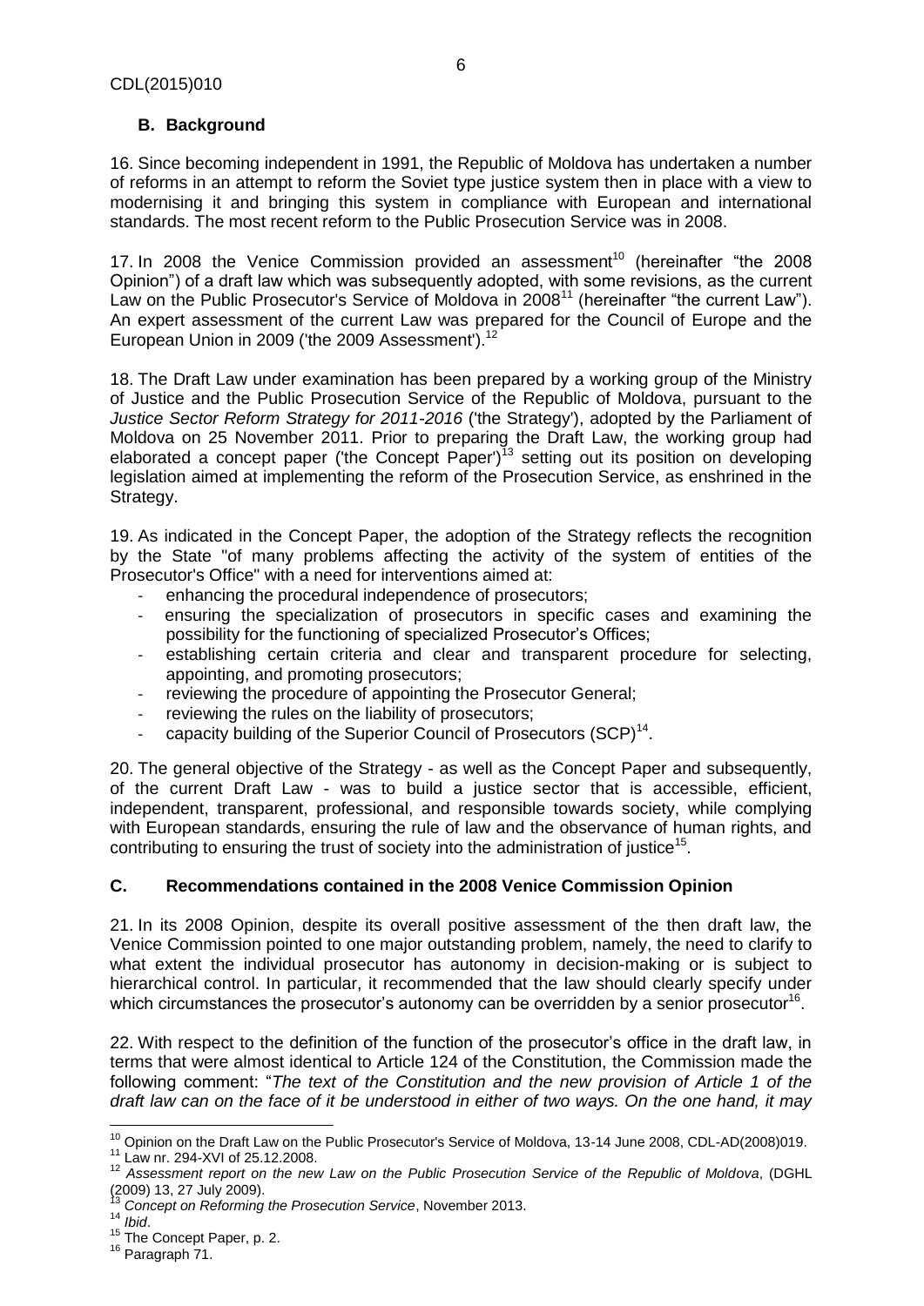## B. Background

16. Since becoming independent in 1991, the Republic of Moldova has undertaken a number of reforms in an attempt to reform the Soviet type justice system then in place with a view to modernising it and bringing this system in compliance with European and international standards. The most recent reform to the Public Prosecution Service was in 2008.

17. In 2008 the Venice Commission provided an assessment[10] (hereinafter "the 2008 Opinion") of a draft law which was subsequently adopted, with some revisions, as the current Law on the Public Prosecutor's Service of Moldova in 2008[11] (hereinafter "the current Law"). An expert assessment of the current Law was prepared for the Council of Europe and the European Union in 2009 ('the 2009 Assessment').[12]

18. The Draft Law under examination has been prepared by a working group of the Ministry of Justice and the Public Prosecution Service of the Republic of Moldova, pursuant to the *Justice Sector Reform Strategy for 2011-2016* ('the Strategy'), adopted by the Parliament of Moldova on 25 November 2011. Prior to preparing the Draft Law, the working group had elaborated a concept paper ('the Concept Paper')[13] setting out its position on developing legislation aimed at implementing the reform of the Prosecution Service, as enshrined in the Strategy.

19. As indicated in the Concept Paper, the adoption of the Strategy reflects the recognition by the State "of many problems affecting the activity of the system of entities of the Prosecutor's Office" with a need for interventions aimed at:

- enhancing the procedural independence of prosecutors;
- ensuring the specialization of prosecutors in specific cases and examining the possibility for the functioning of specialized Prosecutor's Offices;
- establishing certain criteria and clear and transparent procedure for selecting, appointing, and promoting prosecutors;
- reviewing the procedure of appointing the Prosecutor General;
- reviewing the rules on the liability of prosecutors;
- capacity building of the Superior Council of Prosecutors (SCP)[14].

20. The general objective of the Strategy - as well as the Concept Paper and subsequently, of the current Draft Law - was to build a justice sector that is accessible, efficient, independent, transparent, professional, and responsible towards society, while complying with European standards, ensuring the rule of law and the observance of human rights, and contributing to ensuring the trust of society into the administration of justice[15].

## C. Recommendations contained in the 2008 Venice Commission Opinion

21. In its 2008 Opinion, despite its overall positive assessment of the then draft law, the Venice Commission pointed to one major outstanding problem, namely, the need to clarify to what extent the individual prosecutor has autonomy in decision-making or is subject to hierarchical control. In particular, it recommended that the law should clearly specify under which circumstances the prosecutor's autonomy can be overridden by a senior prosecutor[16].

22. With respect to the definition of the function of the prosecutor's office in the draft law, in terms that were almost identical to Article 124 of the Constitution, the Commission made the following comment: "*The text of the Constitution and the new provision of Article 1 of the draft law can on the face of it be understood in either of two ways. On the one hand, it may*

---

[10] Opinion on the Draft Law on the Public Prosecutor's Service of Moldova, 13-14 June 2008, CDL-AD(2008)019.
[11] Law nr. 294-XVI of 25.12.2008.
[12] *Assessment report on the new Law on the Public Prosecution Service of the Republic of Moldova*, (DGHL (2009) 13, 27 July 2009).
[13] *Concept on Reforming the Prosecution Service*, November 2013.
[14] *Ibid*.
[15] The Concept Paper, p. 2.
[16] Paragraph 71.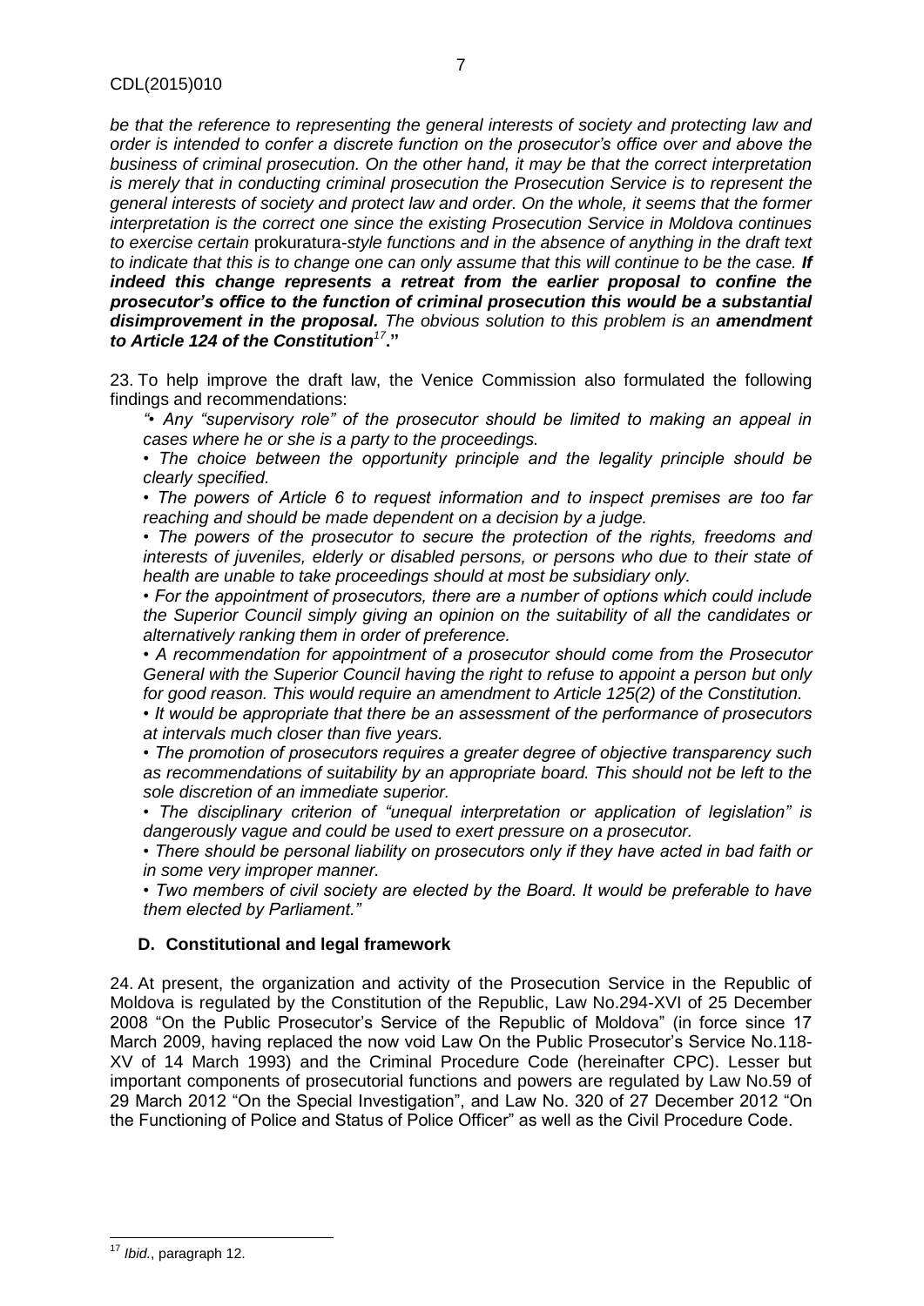*be that the reference to representing the general interests of society and protecting law and order is intended to confer a discrete function on the prosecutor's office over and above the business of criminal prosecution. On the other hand, it may be that the correct interpretation is merely that in conducting criminal prosecution the Prosecution Service is to represent the general interests of society and protect law and order. On the whole, it seems that the former interpretation is the correct one since the existing Prosecution Service in Moldova continues to exercise certain* prokuratura*-style functions and in the absence of anything in the draft text to indicate that this is to change one can only assume that this will continue to be the case.* ***If indeed this change represents a retreat from the earlier proposal to confine the prosecutor's office to the function of criminal prosecution this would be a substantial disimprovement in the proposal.*** *The obvious solution to this problem is an* ***amendment to Article 124 of the Constitution***[17]**."**

23. To help improve the draft law, the Venice Commission also formulated the following findings and recommendations:

*"• Any "supervisory role" of the prosecutor should be limited to making an appeal in cases where he or she is a party to the proceedings.*

*• The choice between the opportunity principle and the legality principle should be clearly specified.*

*• The powers of Article 6 to request information and to inspect premises are too far reaching and should be made dependent on a decision by a judge.*

*• The powers of the prosecutor to secure the protection of the rights, freedoms and interests of juveniles, elderly or disabled persons, or persons who due to their state of health are unable to take proceedings should at most be subsidiary only.*

*• For the appointment of prosecutors, there are a number of options which could include the Superior Council simply giving an opinion on the suitability of all the candidates or alternatively ranking them in order of preference.*

*• A recommendation for appointment of a prosecutor should come from the Prosecutor General with the Superior Council having the right to refuse to appoint a person but only for good reason. This would require an amendment to Article 125(2) of the Constitution.*

*• It would be appropriate that there be an assessment of the performance of prosecutors at intervals much closer than five years.*

*• The promotion of prosecutors requires a greater degree of objective transparency such as recommendations of suitability by an appropriate board. This should not be left to the sole discretion of an immediate superior.*

*• The disciplinary criterion of "unequal interpretation or application of legislation" is dangerously vague and could be used to exert pressure on a prosecutor.*

*• There should be personal liability on prosecutors only if they have acted in bad faith or in some very improper manner.*

*• Two members of civil society are elected by the Board. It would be preferable to have them elected by Parliament."*

## D. Constitutional and legal framework

24. At present, the organization and activity of the Prosecution Service in the Republic of Moldova is regulated by the Constitution of the Republic, Law No.294-XVI of 25 December 2008 "On the Public Prosecutor's Service of the Republic of Moldova" (in force since 17 March 2009, having replaced the now void Law On the Public Prosecutor's Service No.118-XV of 14 March 1993) and the Criminal Procedure Code (hereinafter CPC). Lesser but important components of prosecutorial functions and powers are regulated by Law No.59 of 29 March 2012 "On the Special Investigation", and Law No. 320 of 27 December 2012 "On the Functioning of Police and Status of Police Officer" as well as the Civil Procedure Code.

---

[17] *Ibid.*, paragraph 12.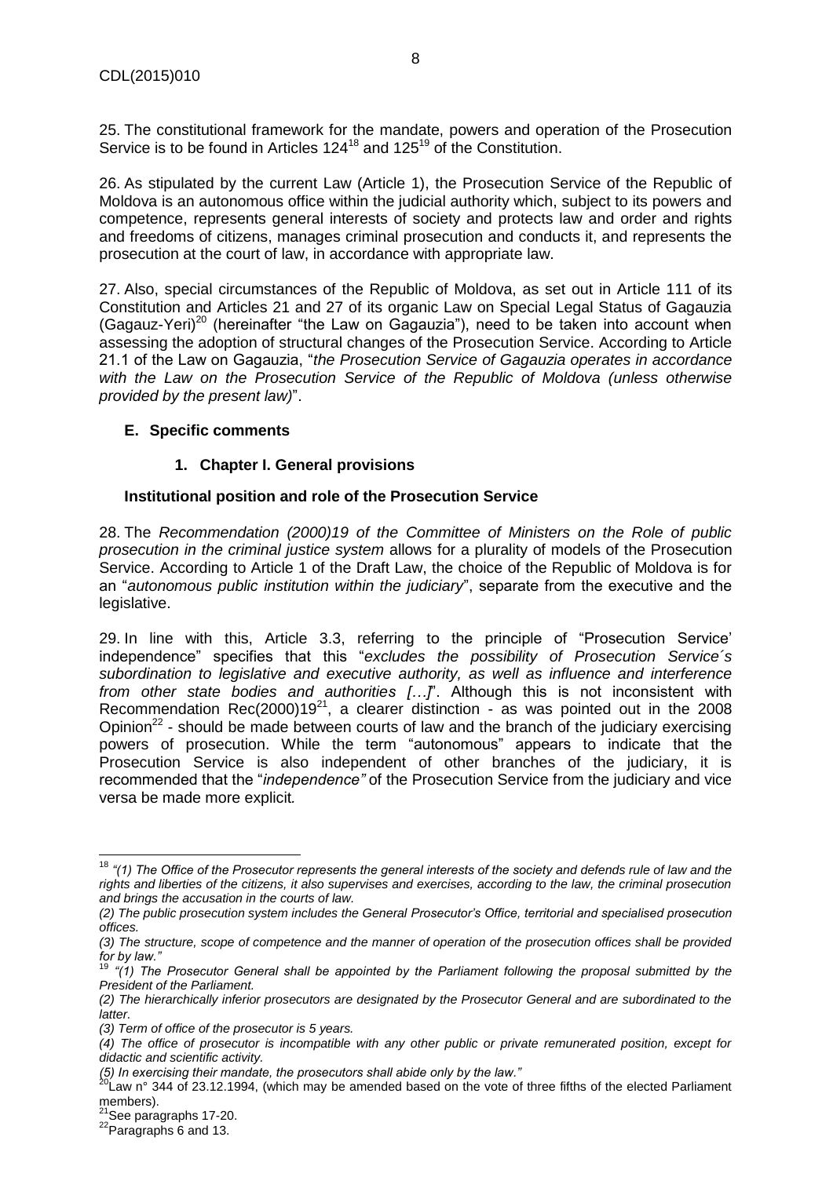25. The constitutional framework for the mandate, powers and operation of the Prosecution Service is to be found in Articles 124[18] and 125[19] of the Constitution.

26. As stipulated by the current Law (Article 1), the Prosecution Service of the Republic of Moldova is an autonomous office within the judicial authority which, subject to its powers and competence, represents general interests of society and protects law and order and rights and freedoms of citizens, manages criminal prosecution and conducts it, and represents the prosecution at the court of law, in accordance with appropriate law.

27. Also, special circumstances of the Republic of Moldova, as set out in Article 111 of its Constitution and Articles 21 and 27 of its organic Law on Special Legal Status of Gagauzia (Gagauz-Yeri)[20] (hereinafter "the Law on Gagauzia"), need to be taken into account when assessing the adoption of structural changes of the Prosecution Service. According to Article 21.1 of the Law on Gagauzia, "*the Prosecution Service of Gagauzia operates in accordance with the Law on the Prosecution Service of the Republic of Moldova (unless otherwise provided by the present law)*".

## E. Specific comments

### 1. Chapter I. General provisions

#### Institutional position and role of the Prosecution Service

28. The *Recommendation (2000)19 of the Committee of Ministers on the Role of public prosecution in the criminal justice system* allows for a plurality of models of the Prosecution Service. According to Article 1 of the Draft Law, the choice of the Republic of Moldova is for an "*autonomous public institution within the judiciary*", separate from the executive and the legislative.

29. In line with this, Article 3.3, referring to the principle of "Prosecution Service' independence" specifies that this "*excludes the possibility of Prosecution Service´s subordination to legislative and executive authority, as well as influence and interference from other state bodies and authorities […]*". Although this is not inconsistent with Recommendation Rec(2000)19[21], a clearer distinction - as was pointed out in the 2008 Opinion[22] - should be made between courts of law and the branch of the judiciary exercising powers of prosecution. While the term "autonomous" appears to indicate that the Prosecution Service is also independent of other branches of the judiciary, it is recommended that the "*independence"* of the Prosecution Service from the judiciary and vice versa be made more explicit.

---

[18] *"(1) The Office of the Prosecutor represents the general interests of the society and defends rule of law and the rights and liberties of the citizens, it also supervises and exercises, according to the law, the criminal prosecution and brings the accusation in the courts of law.*

*(2) The public prosecution system includes the General Prosecutor's Office, territorial and specialised prosecution offices.*

*(3) The structure, scope of competence and the manner of operation of the prosecution offices shall be provided for by law."*

[19] *"(1) The Prosecutor General shall be appointed by the Parliament following the proposal submitted by the President of the Parliament.*

*(2) The hierarchically inferior prosecutors are designated by the Prosecutor General and are subordinated to the latter.*

*(3) Term of office of the prosecutor is 5 years.*

*(4) The office of prosecutor is incompatible with any other public or private remunerated position, except for didactic and scientific activity.*

*(5) In exercising their mandate, the prosecutors shall abide only by the law."*

[20] Law n° 344 of 23.12.1994, (which may be amended based on the vote of three fifths of the elected Parliament members).

[21] See paragraphs 17-20.

[22] Paragraphs 6 and 13.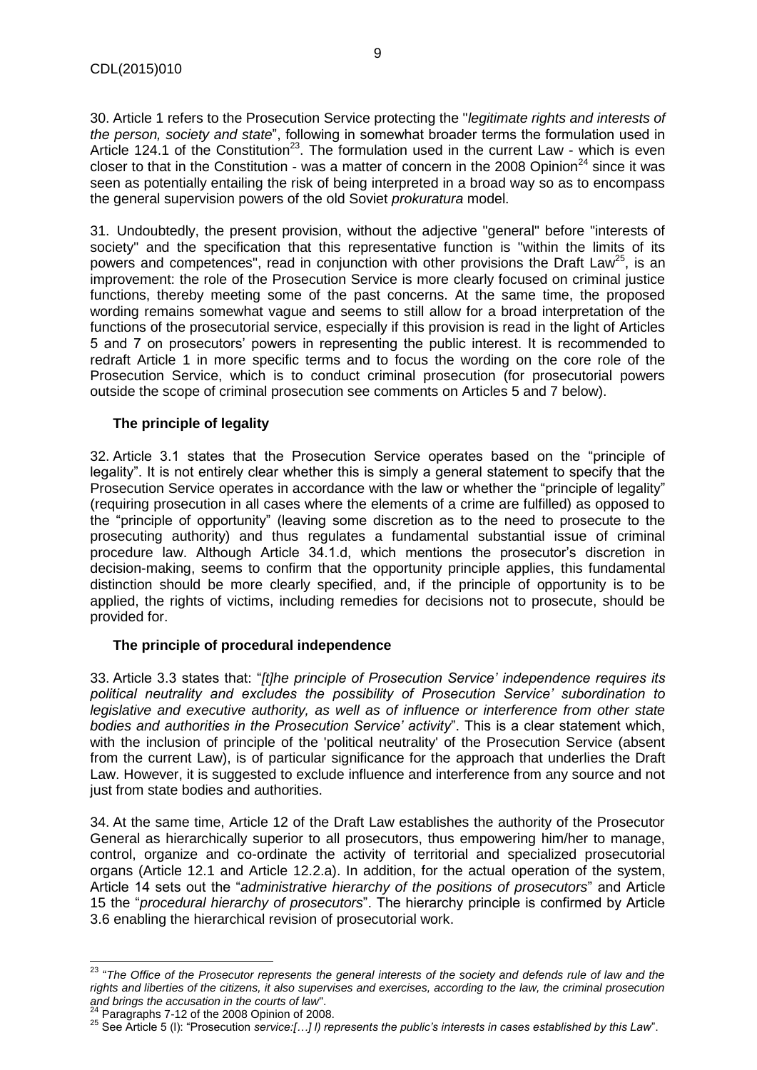30. Article 1 refers to the Prosecution Service protecting the "*legitimate rights and interests of the person, society and state*", following in somewhat broader terms the formulation used in Article 124.1 of the Constitution[23]. The formulation used in the current Law - which is even closer to that in the Constitution - was a matter of concern in the 2008 Opinion[24] since it was seen as potentially entailing the risk of being interpreted in a broad way so as to encompass the general supervision powers of the old Soviet *prokuratura* model.

31. Undoubtedly, the present provision, without the adjective "general" before "interests of society" and the specification that this representative function is "within the limits of its powers and competences", read in conjunction with other provisions the Draft Law[25], is an improvement: the role of the Prosecution Service is more clearly focused on criminal justice functions, thereby meeting some of the past concerns. At the same time, the proposed wording remains somewhat vague and seems to still allow for a broad interpretation of the functions of the prosecutorial service, especially if this provision is read in the light of Articles 5 and 7 on prosecutors' powers in representing the public interest. It is recommended to redraft Article 1 in more specific terms and to focus the wording on the core role of the Prosecution Service, which is to conduct criminal prosecution (for prosecutorial powers outside the scope of criminal prosecution see comments on Articles 5 and 7 below).

### The principle of legality

32. Article 3.1 states that the Prosecution Service operates based on the "principle of legality". It is not entirely clear whether this is simply a general statement to specify that the Prosecution Service operates in accordance with the law or whether the "principle of legality" (requiring prosecution in all cases where the elements of a crime are fulfilled) as opposed to the "principle of opportunity" (leaving some discretion as to the need to prosecute to the prosecuting authority) and thus regulates a fundamental substantial issue of criminal procedure law. Although Article 34.1.d, which mentions the prosecutor's discretion in decision-making, seems to confirm that the opportunity principle applies, this fundamental distinction should be more clearly specified, and, if the principle of opportunity is to be applied, the rights of victims, including remedies for decisions not to prosecute, should be provided for.

### The principle of procedural independence

33. Article 3.3 states that: "*[t]he principle of Prosecution Service' independence requires its political neutrality and excludes the possibility of Prosecution Service' subordination to legislative and executive authority, as well as of influence or interference from other state bodies and authorities in the Prosecution Service' activity*". This is a clear statement which, with the inclusion of principle of the 'political neutrality' of the Prosecution Service (absent from the current Law), is of particular significance for the approach that underlies the Draft Law. However, it is suggested to exclude influence and interference from any source and not just from state bodies and authorities.

34. At the same time, Article 12 of the Draft Law establishes the authority of the Prosecutor General as hierarchically superior to all prosecutors, thus empowering him/her to manage, control, organize and co-ordinate the activity of territorial and specialized prosecutorial organs (Article 12.1 and Article 12.2.a). In addition, for the actual operation of the system, Article 14 sets out the "*administrative hierarchy of the positions of prosecutors*" and Article 15 the "*procedural hierarchy of prosecutors*". The hierarchy principle is confirmed by Article 3.6 enabling the hierarchical revision of prosecutorial work.

---

[23] "*The Office of the Prosecutor represents the general interests of the society and defends rule of law and the rights and liberties of the citizens, it also supervises and exercises, according to the law, the criminal prosecution and brings the accusation in the courts of law*".

[24] Paragraphs 7-12 of the 2008 Opinion of 2008.

[25] See Article 5 (l): "Prosecution *service:[…] l) represents the public's interests in cases established by this Law*".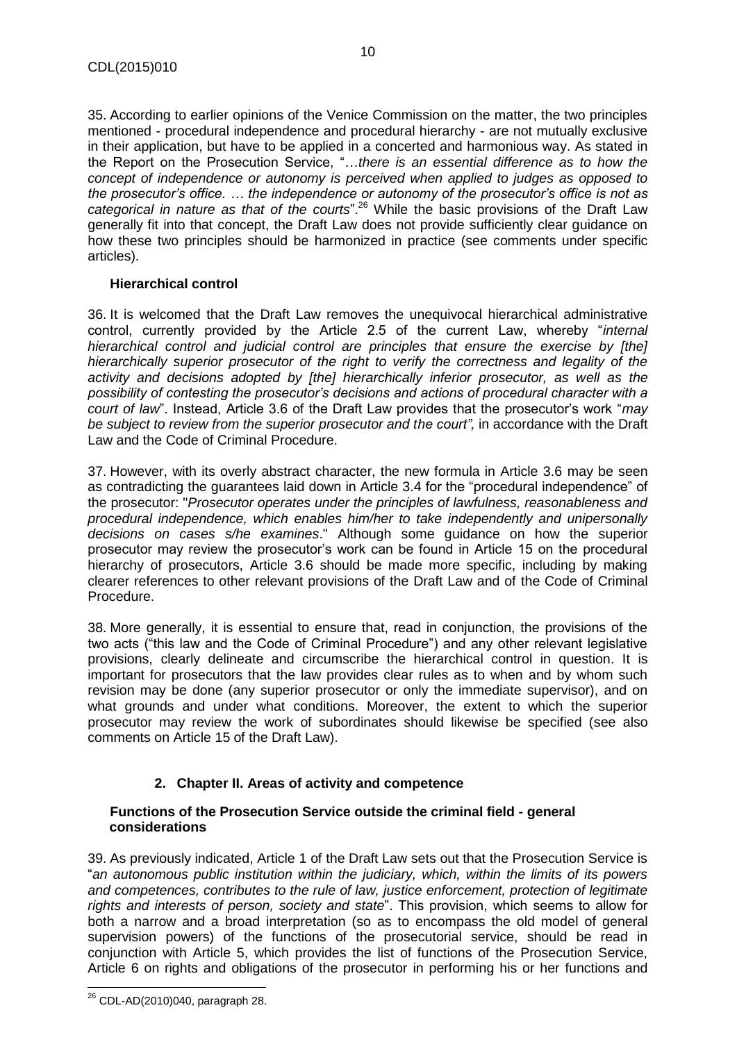35. According to earlier opinions of the Venice Commission on the matter, the two principles mentioned - procedural independence and procedural hierarchy - are not mutually exclusive in their application, but have to be applied in a concerted and harmonious way. As stated in the Report on the Prosecution Service, "…*there is an essential difference as to how the concept of independence or autonomy is perceived when applied to judges as opposed to the prosecutor's office. … the independence or autonomy of the prosecutor's office is not as categorical in nature as that of the courts*".[26] While the basic provisions of the Draft Law generally fit into that concept, the Draft Law does not provide sufficiently clear guidance on how these two principles should be harmonized in practice (see comments under specific articles).

### Hierarchical control

36. It is welcomed that the Draft Law removes the unequivocal hierarchical administrative control, currently provided by the Article 2.5 of the current Law, whereby "*internal hierarchical control and judicial control are principles that ensure the exercise by [the] hierarchically superior prosecutor of the right to verify the correctness and legality of the activity and decisions adopted by [the] hierarchically inferior prosecutor, as well as the possibility of contesting the prosecutor's decisions and actions of procedural character with a court of law*". Instead, Article 3.6 of the Draft Law provides that the prosecutor's work "*may be subject to review from the superior prosecutor and the court",* in accordance with the Draft Law and the Code of Criminal Procedure.

37. However, with its overly abstract character, the new formula in Article 3.6 may be seen as contradicting the guarantees laid down in Article 3.4 for the "procedural independence" of the prosecutor: "*Prosecutor operates under the principles of lawfulness, reasonableness and procedural independence, which enables him/her to take independently and unipersonally decisions on cases s/he examines*." Although some guidance on how the superior prosecutor may review the prosecutor's work can be found in Article 15 on the procedural hierarchy of prosecutors, Article 3.6 should be made more specific, including by making clearer references to other relevant provisions of the Draft Law and of the Code of Criminal Procedure.

38. More generally, it is essential to ensure that, read in conjunction, the provisions of the two acts ("this law and the Code of Criminal Procedure") and any other relevant legislative provisions, clearly delineate and circumscribe the hierarchical control in question. It is important for prosecutors that the law provides clear rules as to when and by whom such revision may be done (any superior prosecutor or only the immediate supervisor), and on what grounds and under what conditions. Moreover, the extent to which the superior prosecutor may review the work of subordinates should likewise be specified (see also comments on Article 15 of the Draft Law).

## 2. Chapter II. Areas of activity and competence

### Functions of the Prosecution Service outside the criminal field - general considerations

39. As previously indicated, Article 1 of the Draft Law sets out that the Prosecution Service is "*an autonomous public institution within the judiciary, which, within the limits of its powers and competences, contributes to the rule of law, justice enforcement, protection of legitimate rights and interests of person, society and state*". This provision, which seems to allow for both a narrow and a broad interpretation (so as to encompass the old model of general supervision powers) of the functions of the prosecutorial service, should be read in conjunction with Article 5, which provides the list of functions of the Prosecution Service, Article 6 on rights and obligations of the prosecutor in performing his or her functions and

[26] CDL-AD(2010)040, paragraph 28.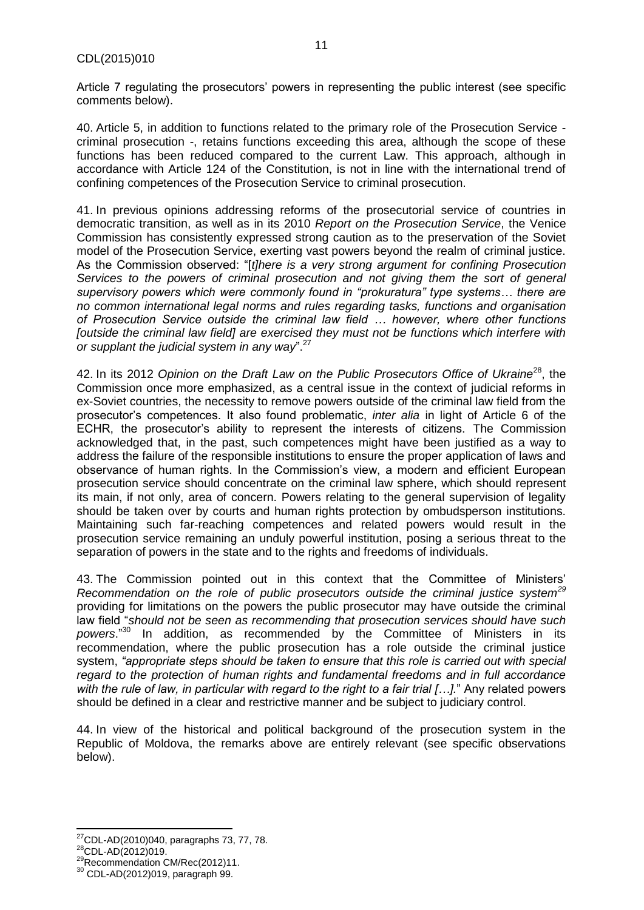Article 7 regulating the prosecutors' powers in representing the public interest (see specific comments below).

40. Article 5, in addition to functions related to the primary role of the Prosecution Service - criminal prosecution -, retains functions exceeding this area, although the scope of these functions has been reduced compared to the current Law. This approach, although in accordance with Article 124 of the Constitution, is not in line with the international trend of confining competences of the Prosecution Service to criminal prosecution.

41. In previous opinions addressing reforms of the prosecutorial service of countries in democratic transition, as well as in its 2010 *Report on the Prosecution Service*, the Venice Commission has consistently expressed strong caution as to the preservation of the Soviet model of the Prosecution Service, exerting vast powers beyond the realm of criminal justice. As the Commission observed: "[*t]here is a very strong argument for confining Prosecution Services to the powers of criminal prosecution and not giving them the sort of general supervisory powers which were commonly found in "prokuratura" type systems… there are no common international legal norms and rules regarding tasks, functions and organisation of Prosecution Service outside the criminal law field … however, where other functions [outside the criminal law field] are exercised they must not be functions which interfere with or supplant the judicial system in any way*".[27]

42. In its 2012 *Opinion on the Draft Law on the Public Prosecutors Office of Ukraine*[28], the Commission once more emphasized, as a central issue in the context of judicial reforms in ex-Soviet countries, the necessity to remove powers outside of the criminal law field from the prosecutor's competences. It also found problematic, *inter alia* in light of Article 6 of the ECHR, the prosecutor's ability to represent the interests of citizens. The Commission acknowledged that, in the past, such competences might have been justified as a way to address the failure of the responsible institutions to ensure the proper application of laws and observance of human rights. In the Commission's view, a modern and efficient European prosecution service should concentrate on the criminal law sphere, which should represent its main, if not only, area of concern. Powers relating to the general supervision of legality should be taken over by courts and human rights protection by ombudsperson institutions. Maintaining such far-reaching competences and related powers would result in the prosecution service remaining an unduly powerful institution, posing a serious threat to the separation of powers in the state and to the rights and freedoms of individuals.

43. The Commission pointed out in this context that the Committee of Ministers' *Recommendation on the role of public prosecutors outside the criminal justice system*[29] providing for limitations on the powers the public prosecutor may have outside the criminal law field "*should not be seen as recommending that prosecution services should have such powers*."[30] In addition, as recommended by the Committee of Ministers in its recommendation, where the public prosecution has a role outside the criminal justice system, *"appropriate steps should be taken to ensure that this role is carried out with special regard to the protection of human rights and fundamental freedoms and in full accordance with the rule of law, in particular with regard to the right to a fair trial […].*" Any related powers should be defined in a clear and restrictive manner and be subject to judiciary control.

44. In view of the historical and political background of the prosecution system in the Republic of Moldova, the remarks above are entirely relevant (see specific observations below).

---

[27] CDL-AD(2010)040, paragraphs 73, 77, 78.

[28] CDL-AD(2012)019.

[29] Recommendation CM/Rec(2012)11.

[30] CDL-AD(2012)019, paragraph 99.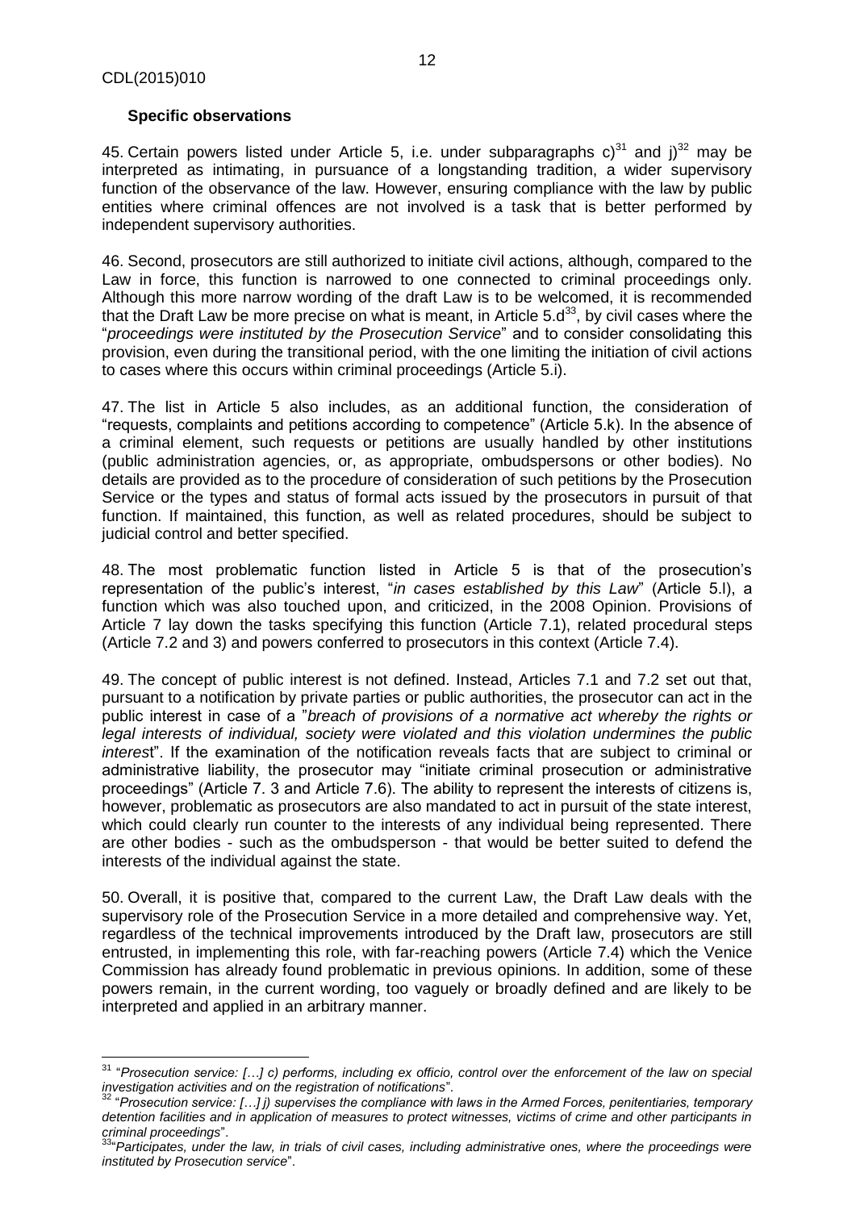### Specific observations

45. Certain powers listed under Article 5, i.e. under subparagraphs c)[31] and j)[32] may be interpreted as intimating, in pursuance of a longstanding tradition, a wider supervisory function of the observance of the law. However, ensuring compliance with the law by public entities where criminal offences are not involved is a task that is better performed by independent supervisory authorities.

46. Second, prosecutors are still authorized to initiate civil actions, although, compared to the Law in force, this function is narrowed to one connected to criminal proceedings only. Although this more narrow wording of the draft Law is to be welcomed, it is recommended that the Draft Law be more precise on what is meant, in Article 5.d[33], by civil cases where the "*proceedings were instituted by the Prosecution Service*" and to consider consolidating this provision, even during the transitional period, with the one limiting the initiation of civil actions to cases where this occurs within criminal proceedings (Article 5.i).

47. The list in Article 5 also includes, as an additional function, the consideration of "requests, complaints and petitions according to competence" (Article 5.k). In the absence of a criminal element, such requests or petitions are usually handled by other institutions (public administration agencies, or, as appropriate, ombudspersons or other bodies). No details are provided as to the procedure of consideration of such petitions by the Prosecution Service or the types and status of formal acts issued by the prosecutors in pursuit of that function. If maintained, this function, as well as related procedures, should be subject to judicial control and better specified.

48. The most problematic function listed in Article 5 is that of the prosecution's representation of the public's interest, "*in cases established by this Law*" (Article 5.l), a function which was also touched upon, and criticized, in the 2008 Opinion. Provisions of Article 7 lay down the tasks specifying this function (Article 7.1), related procedural steps (Article 7.2 and 3) and powers conferred to prosecutors in this context (Article 7.4).

49. The concept of public interest is not defined. Instead, Articles 7.1 and 7.2 set out that, pursuant to a notification by private parties or public authorities, the prosecutor can act in the public interest in case of a "*breach of provisions of a normative act whereby the rights or legal interests of individual, society were violated and this violation undermines the public interest*". If the examination of the notification reveals facts that are subject to criminal or administrative liability, the prosecutor may "initiate criminal prosecution or administrative proceedings" (Article 7. 3 and Article 7.6). The ability to represent the interests of citizens is, however, problematic as prosecutors are also mandated to act in pursuit of the state interest, which could clearly run counter to the interests of any individual being represented. There are other bodies - such as the ombudsperson - that would be better suited to defend the interests of the individual against the state.

50. Overall, it is positive that, compared to the current Law, the Draft Law deals with the supervisory role of the Prosecution Service in a more detailed and comprehensive way. Yet, regardless of the technical improvements introduced by the Draft law, prosecutors are still entrusted, in implementing this role, with far-reaching powers (Article 7.4) which the Venice Commission has already found problematic in previous opinions. In addition, some of these powers remain, in the current wording, too vaguely or broadly defined and are likely to be interpreted and applied in an arbitrary manner.

---

[31] "*Prosecution service: […] c) performs, including ex officio, control over the enforcement of the law on special investigation activities and on the registration of notifications*".

[32] "*Prosecution service: […] j) supervises the compliance with laws in the Armed Forces, penitentiaries, temporary detention facilities and in application of measures to protect witnesses, victims of crime and other participants in criminal proceedings*".

[33] "*Participates, under the law, in trials of civil cases, including administrative ones, where the proceedings were instituted by Prosecution service*".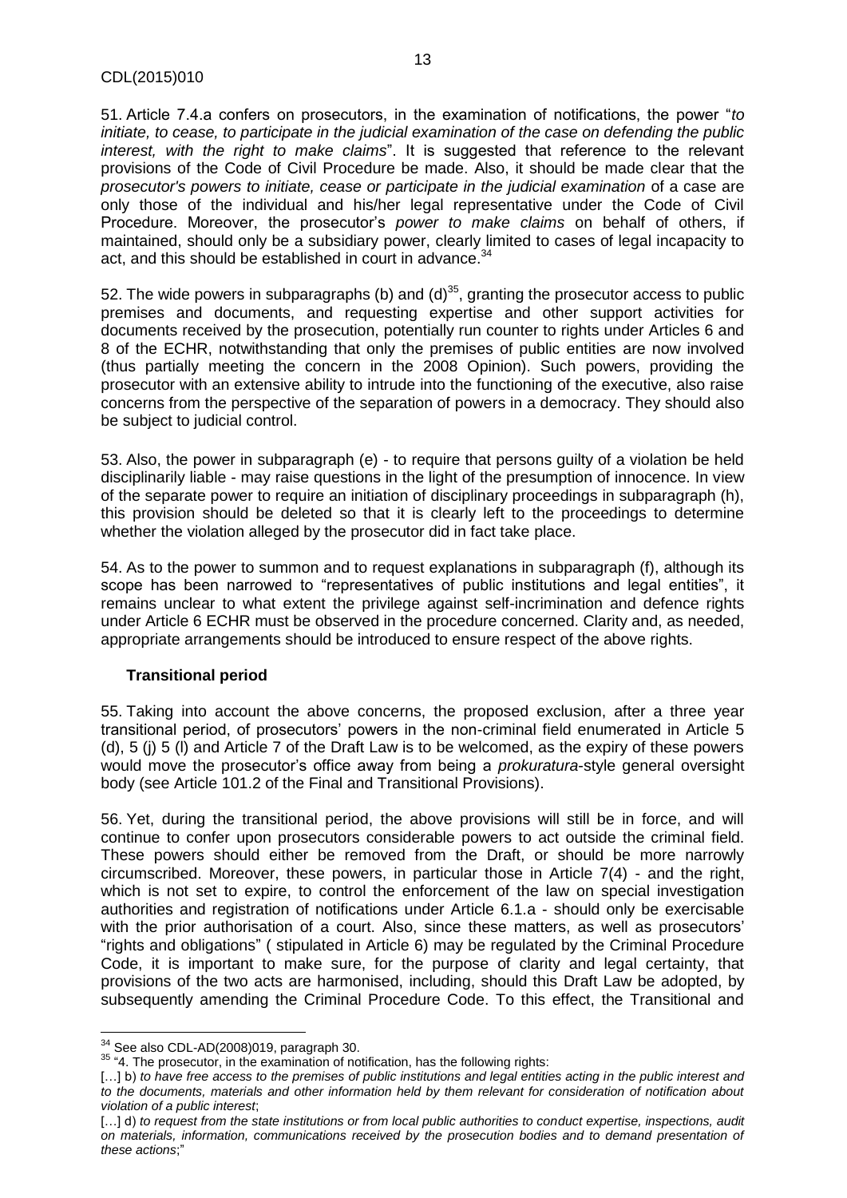51. Article 7.4.a confers on prosecutors, in the examination of notifications, the power "*to initiate, to cease, to participate in the judicial examination of the case on defending the public interest, with the right to make claims*". It is suggested that reference to the relevant provisions of the Code of Civil Procedure be made. Also, it should be made clear that the *prosecutor's powers to initiate, cease or participate in the judicial examination* of a case are only those of the individual and his/her legal representative under the Code of Civil Procedure. Moreover, the prosecutor's *power to make claims* on behalf of others, if maintained, should only be a subsidiary power, clearly limited to cases of legal incapacity to act, and this should be established in court in advance.[34]

52. The wide powers in subparagraphs (b) and (d)[35], granting the prosecutor access to public premises and documents, and requesting expertise and other support activities for documents received by the prosecution, potentially run counter to rights under Articles 6 and 8 of the ECHR, notwithstanding that only the premises of public entities are now involved (thus partially meeting the concern in the 2008 Opinion). Such powers, providing the prosecutor with an extensive ability to intrude into the functioning of the executive, also raise concerns from the perspective of the separation of powers in a democracy. They should also be subject to judicial control.

53. Also, the power in subparagraph (e) - to require that persons guilty of a violation be held disciplinarily liable - may raise questions in the light of the presumption of innocence. In view of the separate power to require an initiation of disciplinary proceedings in subparagraph (h), this provision should be deleted so that it is clearly left to the proceedings to determine whether the violation alleged by the prosecutor did in fact take place.

54. As to the power to summon and to request explanations in subparagraph (f), although its scope has been narrowed to "representatives of public institutions and legal entities", it remains unclear to what extent the privilege against self-incrimination and defence rights under Article 6 ECHR must be observed in the procedure concerned. Clarity and, as needed, appropriate arrangements should be introduced to ensure respect of the above rights.

### Transitional period

55. Taking into account the above concerns, the proposed exclusion, after a three year transitional period, of prosecutors' powers in the non-criminal field enumerated in Article 5 (d), 5 (j) 5 (l) and Article 7 of the Draft Law is to be welcomed, as the expiry of these powers would move the prosecutor's office away from being a *prokuratura*-style general oversight body (see Article 101.2 of the Final and Transitional Provisions).

56. Yet, during the transitional period, the above provisions will still be in force, and will continue to confer upon prosecutors considerable powers to act outside the criminal field. These powers should either be removed from the Draft, or should be more narrowly circumscribed. Moreover, these powers, in particular those in Article 7(4) - and the right, which is not set to expire, to control the enforcement of the law on special investigation authorities and registration of notifications under Article 6.1.a - should only be exercisable with the prior authorisation of a court. Also, since these matters, as well as prosecutors' "rights and obligations" ( stipulated in Article 6) may be regulated by the Criminal Procedure Code, it is important to make sure, for the purpose of clarity and legal certainty, that provisions of the two acts are harmonised, including, should this Draft Law be adopted, by subsequently amending the Criminal Procedure Code. To this effect, the Transitional and

---

[34] See also CDL-AD(2008)019, paragraph 30.

[35] "4. The prosecutor, in the examination of notification, has the following rights:
[…] b) *to have free access to the premises of public institutions and legal entities acting in the public interest and to the documents, materials and other information held by them relevant for consideration of notification about violation of a public interest*;
[…] d) *to request from the state institutions or from local public authorities to conduct expertise, inspections, audit on materials, information, communications received by the prosecution bodies and to demand presentation of these actions*;"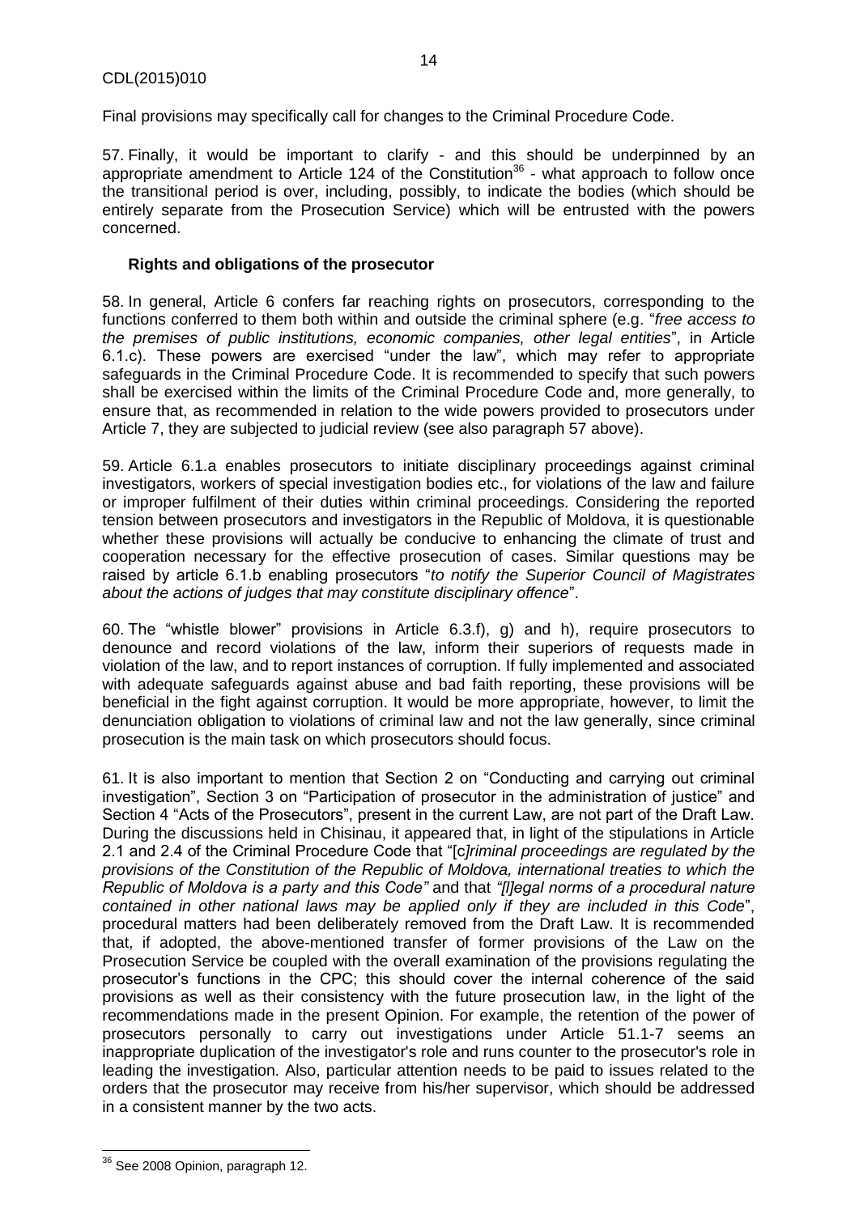Final provisions may specifically call for changes to the Criminal Procedure Code.

57. Finally, it would be important to clarify - and this should be underpinned by an appropriate amendment to Article 124 of the Constitution[36] - what approach to follow once the transitional period is over, including, possibly, to indicate the bodies (which should be entirely separate from the Prosecution Service) which will be entrusted with the powers concerned.

### Rights and obligations of the prosecutor

58. In general, Article 6 confers far reaching rights on prosecutors, corresponding to the functions conferred to them both within and outside the criminal sphere (e.g. "*free access to the premises of public institutions, economic companies, other legal entities*", in Article 6.1.c). These powers are exercised "under the law", which may refer to appropriate safeguards in the Criminal Procedure Code. It is recommended to specify that such powers shall be exercised within the limits of the Criminal Procedure Code and, more generally, to ensure that, as recommended in relation to the wide powers provided to prosecutors under Article 7, they are subjected to judicial review (see also paragraph 57 above).

59. Article 6.1.a enables prosecutors to initiate disciplinary proceedings against criminal investigators, workers of special investigation bodies etc., for violations of the law and failure or improper fulfilment of their duties within criminal proceedings. Considering the reported tension between prosecutors and investigators in the Republic of Moldova, it is questionable whether these provisions will actually be conducive to enhancing the climate of trust and cooperation necessary for the effective prosecution of cases. Similar questions may be raised by article 6.1.b enabling prosecutors "*to notify the Superior Council of Magistrates about the actions of judges that may constitute disciplinary offence*".

60. The "whistle blower" provisions in Article 6.3.f), g) and h), require prosecutors to denounce and record violations of the law, inform their superiors of requests made in violation of the law, and to report instances of corruption. If fully implemented and associated with adequate safeguards against abuse and bad faith reporting, these provisions will be beneficial in the fight against corruption. It would be more appropriate, however, to limit the denunciation obligation to violations of criminal law and not the law generally, since criminal prosecution is the main task on which prosecutors should focus.

61. It is also important to mention that Section 2 on "Conducting and carrying out criminal investigation", Section 3 on "Participation of prosecutor in the administration of justice" and Section 4 "Acts of the Prosecutors", present in the current Law, are not part of the Draft Law. During the discussions held in Chisinau, it appeared that, in light of the stipulations in Article 2.1 and 2.4 of the Criminal Procedure Code that "[c*]riminal proceedings are regulated by the provisions of the Constitution of the Republic of Moldova, international treaties to which the Republic of Moldova is a party and this Code"* and that *"[l]egal norms of a procedural nature contained in other national laws may be applied only if they are included in this Code*", procedural matters had been deliberately removed from the Draft Law. It is recommended that, if adopted, the above-mentioned transfer of former provisions of the Law on the Prosecution Service be coupled with the overall examination of the provisions regulating the prosecutor's functions in the CPC; this should cover the internal coherence of the said provisions as well as their consistency with the future prosecution law, in the light of the recommendations made in the present Opinion. For example, the retention of the power of prosecutors personally to carry out investigations under Article 51.1-7 seems an inappropriate duplication of the investigator's role and runs counter to the prosecutor's role in leading the investigation. Also, particular attention needs to be paid to issues related to the orders that the prosecutor may receive from his/her supervisor, which should be addressed in a consistent manner by the two acts.

---

[36] See 2008 Opinion, paragraph 12.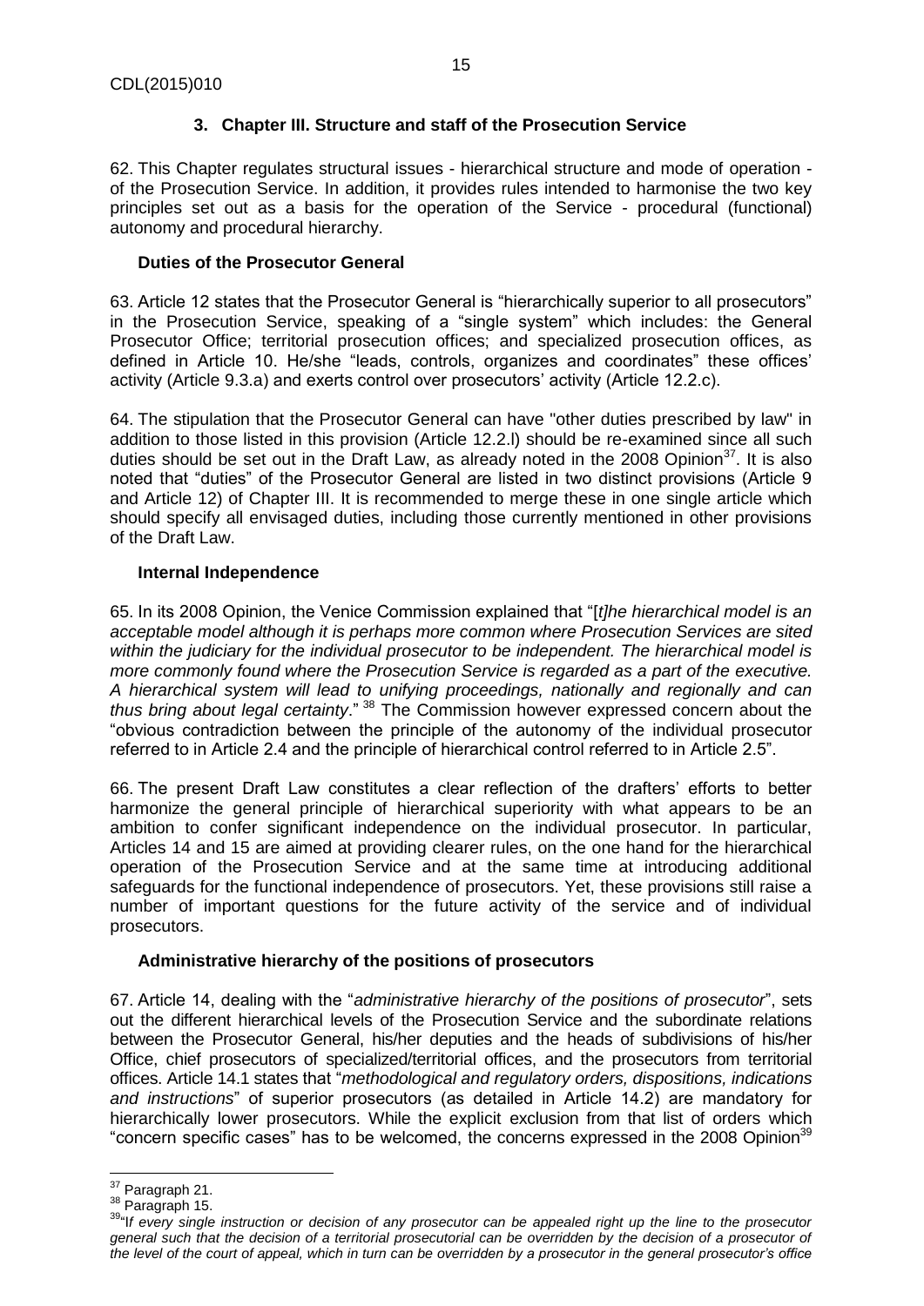### 3. Chapter III. Structure and staff of the Prosecution Service

62. This Chapter regulates structural issues - hierarchical structure and mode of operation - of the Prosecution Service. In addition, it provides rules intended to harmonise the two key principles set out as a basis for the operation of the Service - procedural (functional) autonomy and procedural hierarchy.

#### Duties of the Prosecutor General

63. Article 12 states that the Prosecutor General is "hierarchically superior to all prosecutors" in the Prosecution Service, speaking of a "single system" which includes: the General Prosecutor Office; territorial prosecution offices; and specialized prosecution offices, as defined in Article 10. He/she "leads, controls, organizes and coordinates" these offices' activity (Article 9.3.a) and exerts control over prosecutors' activity (Article 12.2.c).

64. The stipulation that the Prosecutor General can have "other duties prescribed by law" in addition to those listed in this provision (Article 12.2.l) should be re-examined since all such duties should be set out in the Draft Law, as already noted in the 2008 Opinion[37]. It is also noted that "duties" of the Prosecutor General are listed in two distinct provisions (Article 9 and Article 12) of Chapter III. It is recommended to merge these in one single article which should specify all envisaged duties, including those currently mentioned in other provisions of the Draft Law.

#### Internal Independence

65. In its 2008 Opinion, the Venice Commission explained that "[*t]he hierarchical model is an acceptable model although it is perhaps more common where Prosecution Services are sited within the judiciary for the individual prosecutor to be independent. The hierarchical model is more commonly found where the Prosecution Service is regarded as a part of the executive. A hierarchical system will lead to unifying proceedings, nationally and regionally and can thus bring about legal certainty*." [38] The Commission however expressed concern about the "obvious contradiction between the principle of the autonomy of the individual prosecutor referred to in Article 2.4 and the principle of hierarchical control referred to in Article 2.5".

66. The present Draft Law constitutes a clear reflection of the drafters' efforts to better harmonize the general principle of hierarchical superiority with what appears to be an ambition to confer significant independence on the individual prosecutor. In particular, Articles 14 and 15 are aimed at providing clearer rules, on the one hand for the hierarchical operation of the Prosecution Service and at the same time at introducing additional safeguards for the functional independence of prosecutors. Yet, these provisions still raise a number of important questions for the future activity of the service and of individual prosecutors.

#### Administrative hierarchy of the positions of prosecutors

67. Article 14, dealing with the "*administrative hierarchy of the positions of prosecutor*", sets out the different hierarchical levels of the Prosecution Service and the subordinate relations between the Prosecutor General, his/her deputies and the heads of subdivisions of his/her Office, chief prosecutors of specialized/territorial offices, and the prosecutors from territorial offices. Article 14.1 states that "*methodological and regulatory orders, dispositions, indications and instructions*" of superior prosecutors (as detailed in Article 14.2) are mandatory for hierarchically lower prosecutors. While the explicit exclusion from that list of orders which "concern specific cases" has to be welcomed, the concerns expressed in the 2008 Opinion[39]

---

[37] Paragraph 21.

[38] Paragraph 15.

[39] "*If every single instruction or decision of any prosecutor can be appealed right up the line to the prosecutor general such that the decision of a territorial prosecutorial can be overridden by the decision of a prosecutor of the level of the court of appeal, which in turn can be overridden by a prosecutor in the general prosecutor's office*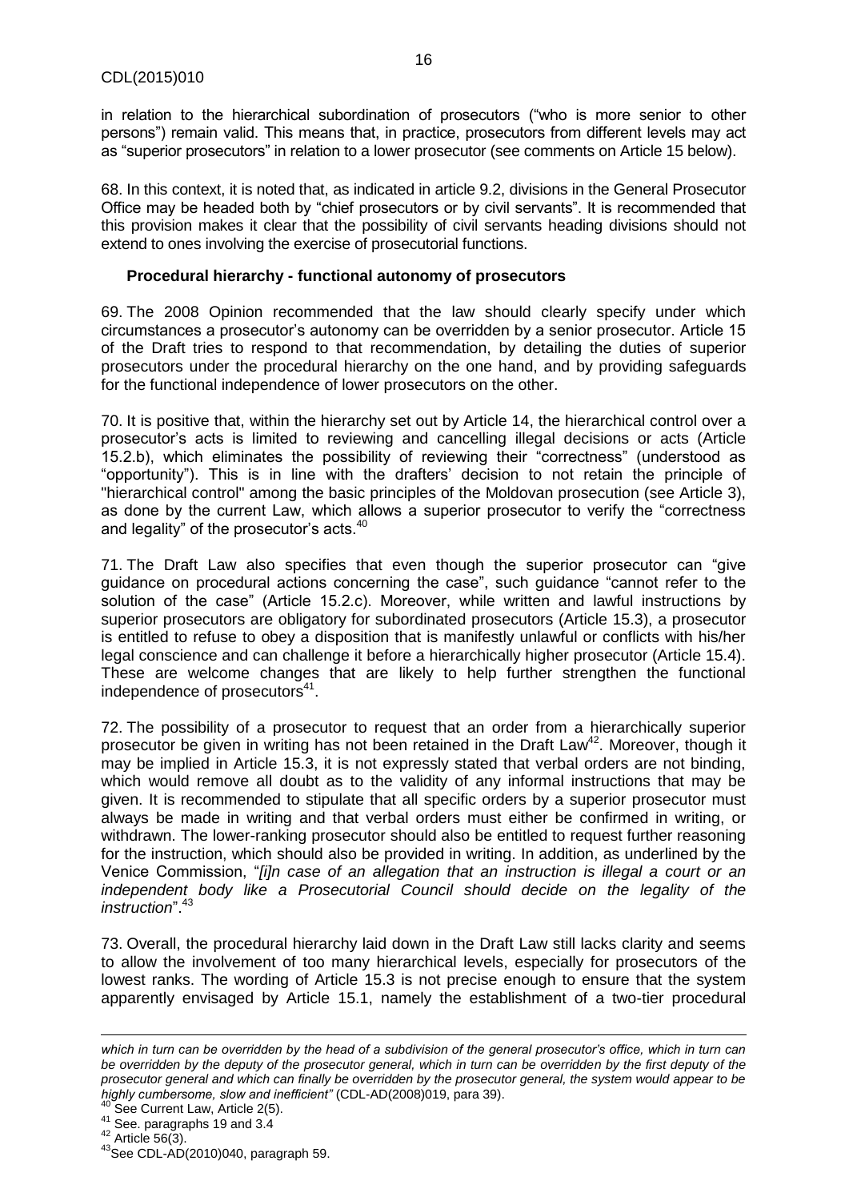in relation to the hierarchical subordination of prosecutors ("who is more senior to other persons") remain valid. This means that, in practice, prosecutors from different levels may act as "superior prosecutors" in relation to a lower prosecutor (see comments on Article 15 below).

68. In this context, it is noted that, as indicated in article 9.2, divisions in the General Prosecutor Office may be headed both by "chief prosecutors or by civil servants". It is recommended that this provision makes it clear that the possibility of civil servants heading divisions should not extend to ones involving the exercise of prosecutorial functions.

### Procedural hierarchy - functional autonomy of prosecutors

69. The 2008 Opinion recommended that the law should clearly specify under which circumstances a prosecutor's autonomy can be overridden by a senior prosecutor. Article 15 of the Draft tries to respond to that recommendation, by detailing the duties of superior prosecutors under the procedural hierarchy on the one hand, and by providing safeguards for the functional independence of lower prosecutors on the other.

70. It is positive that, within the hierarchy set out by Article 14, the hierarchical control over a prosecutor's acts is limited to reviewing and cancelling illegal decisions or acts (Article 15.2.b), which eliminates the possibility of reviewing their "correctness" (understood as "opportunity"). This is in line with the drafters' decision to not retain the principle of "hierarchical control" among the basic principles of the Moldovan prosecution (see Article 3), as done by the current Law, which allows a superior prosecutor to verify the "correctness and legality" of the prosecutor's acts.[40]

71. The Draft Law also specifies that even though the superior prosecutor can "give guidance on procedural actions concerning the case", such guidance "cannot refer to the solution of the case" (Article 15.2.c). Moreover, while written and lawful instructions by superior prosecutors are obligatory for subordinated prosecutors (Article 15.3), a prosecutor is entitled to refuse to obey a disposition that is manifestly unlawful or conflicts with his/her legal conscience and can challenge it before a hierarchically higher prosecutor (Article 15.4). These are welcome changes that are likely to help further strengthen the functional independence of prosecutors[41].

72. The possibility of a prosecutor to request that an order from a hierarchically superior prosecutor be given in writing has not been retained in the Draft Law[42]. Moreover, though it may be implied in Article 15.3, it is not expressly stated that verbal orders are not binding, which would remove all doubt as to the validity of any informal instructions that may be given. It is recommended to stipulate that all specific orders by a superior prosecutor must always be made in writing and that verbal orders must either be confirmed in writing, or withdrawn. The lower-ranking prosecutor should also be entitled to request further reasoning for the instruction, which should also be provided in writing. In addition, as underlined by the Venice Commission, "*[i]n case of an allegation that an instruction is illegal a court or an independent body like a Prosecutorial Council should decide on the legality of the instruction*".[43]

73. Overall, the procedural hierarchy laid down in the Draft Law still lacks clarity and seems to allow the involvement of too many hierarchical levels, especially for prosecutors of the lowest ranks. The wording of Article 15.3 is not precise enough to ensure that the system apparently envisaged by Article 15.1, namely the establishment of a two-tier procedural

---

*which in turn can be overridden by the head of a subdivision of the general prosecutor's office, which in turn can be overridden by the deputy of the prosecutor general, which in turn can be overridden by the first deputy of the prosecutor general and which can finally be overridden by the prosecutor general, the system would appear to be highly cumbersome, slow and inefficient"* (CDL-AD(2008)019, para 39).

[40] See Current Law, Article 2(5).

[41] See. paragraphs 19 and 3.4

[42] Article 56(3).

[43] See CDL-AD(2010)040, paragraph 59.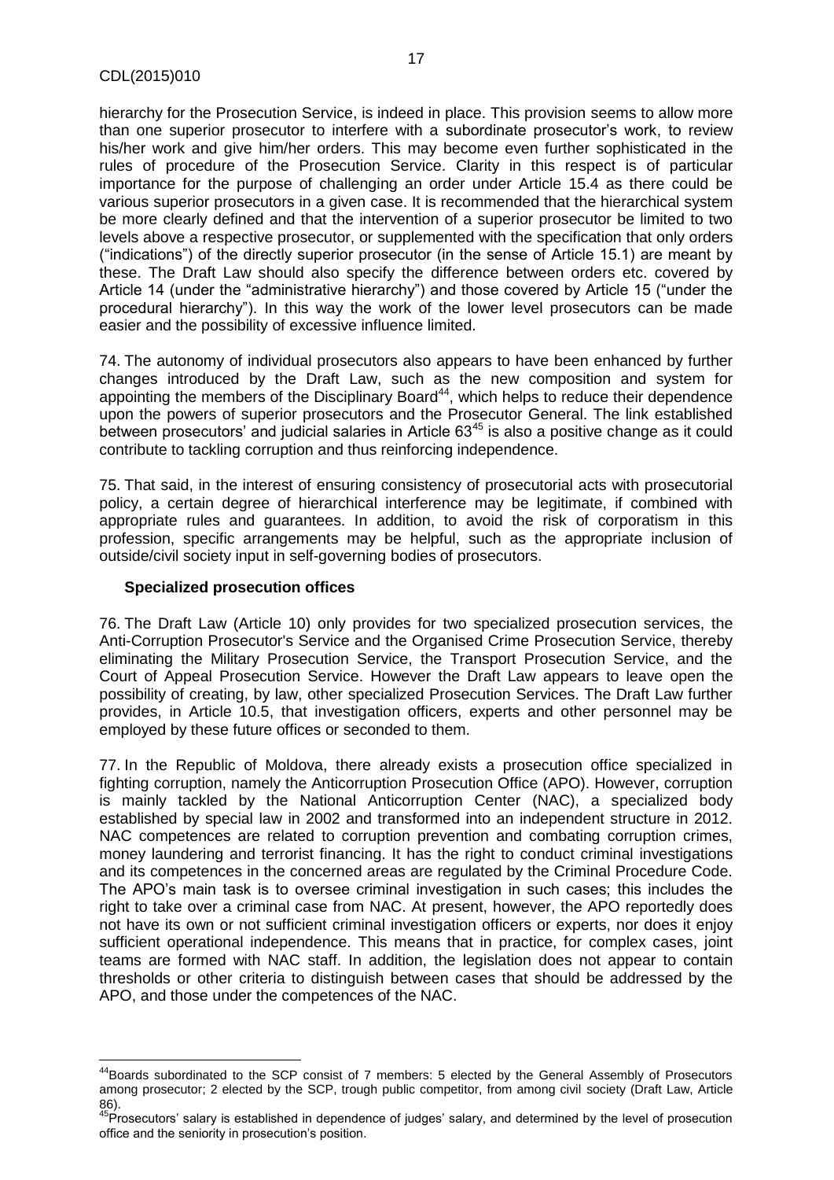hierarchy for the Prosecution Service, is indeed in place. This provision seems to allow more than one superior prosecutor to interfere with a subordinate prosecutor's work, to review his/her work and give him/her orders. This may become even further sophisticated in the rules of procedure of the Prosecution Service. Clarity in this respect is of particular importance for the purpose of challenging an order under Article 15.4 as there could be various superior prosecutors in a given case. It is recommended that the hierarchical system be more clearly defined and that the intervention of a superior prosecutor be limited to two levels above a respective prosecutor, or supplemented with the specification that only orders ("indications") of the directly superior prosecutor (in the sense of Article 15.1) are meant by these. The Draft Law should also specify the difference between orders etc. covered by Article 14 (under the "administrative hierarchy") and those covered by Article 15 ("under the procedural hierarchy"). In this way the work of the lower level prosecutors can be made easier and the possibility of excessive influence limited.

74. The autonomy of individual prosecutors also appears to have been enhanced by further changes introduced by the Draft Law, such as the new composition and system for appointing the members of the Disciplinary Board[44], which helps to reduce their dependence upon the powers of superior prosecutors and the Prosecutor General. The link established between prosecutors' and judicial salaries in Article 63[45] is also a positive change as it could contribute to tackling corruption and thus reinforcing independence.

75. That said, in the interest of ensuring consistency of prosecutorial acts with prosecutorial policy, a certain degree of hierarchical interference may be legitimate, if combined with appropriate rules and guarantees. In addition, to avoid the risk of corporatism in this profession, specific arrangements may be helpful, such as the appropriate inclusion of outside/civil society input in self-governing bodies of prosecutors.

### Specialized prosecution offices

76. The Draft Law (Article 10) only provides for two specialized prosecution services, the Anti-Corruption Prosecutor's Service and the Organised Crime Prosecution Service, thereby eliminating the Military Prosecution Service, the Transport Prosecution Service, and the Court of Appeal Prosecution Service. However the Draft Law appears to leave open the possibility of creating, by law, other specialized Prosecution Services. The Draft Law further provides, in Article 10.5, that investigation officers, experts and other personnel may be employed by these future offices or seconded to them.

77. In the Republic of Moldova, there already exists a prosecution office specialized in fighting corruption, namely the Anticorruption Prosecution Office (APO). However, corruption is mainly tackled by the National Anticorruption Center (NAC), a specialized body established by special law in 2002 and transformed into an independent structure in 2012. NAC competences are related to corruption prevention and combating corruption crimes, money laundering and terrorist financing. It has the right to conduct criminal investigations and its competences in the concerned areas are regulated by the Criminal Procedure Code. The APO's main task is to oversee criminal investigation in such cases; this includes the right to take over a criminal case from NAC. At present, however, the APO reportedly does not have its own or not sufficient criminal investigation officers or experts, nor does it enjoy sufficient operational independence. This means that in practice, for complex cases, joint teams are formed with NAC staff. In addition, the legislation does not appear to contain thresholds or other criteria to distinguish between cases that should be addressed by the APO, and those under the competences of the NAC.

---

[44] Boards subordinated to the SCP consist of 7 members: 5 elected by the General Assembly of Prosecutors among prosecutor; 2 elected by the SCP, trough public competitor, from among civil society (Draft Law, Article 86).

[45] Prosecutors' salary is established in dependence of judges' salary, and determined by the level of prosecution office and the seniority in prosecution's position.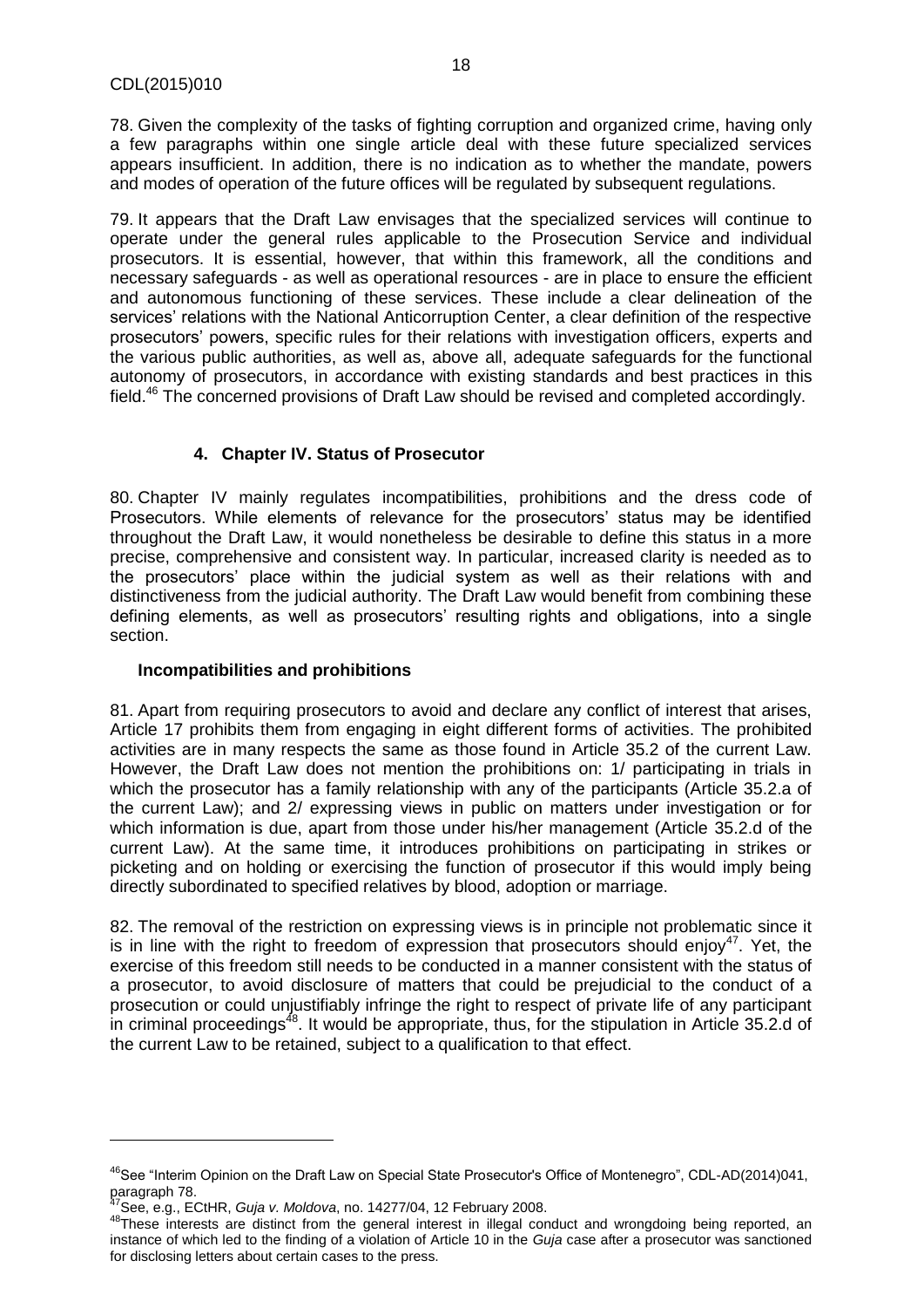78. Given the complexity of the tasks of fighting corruption and organized crime, having only a few paragraphs within one single article deal with these future specialized services appears insufficient. In addition, there is no indication as to whether the mandate, powers and modes of operation of the future offices will be regulated by subsequent regulations.

79. It appears that the Draft Law envisages that the specialized services will continue to operate under the general rules applicable to the Prosecution Service and individual prosecutors. It is essential, however, that within this framework, all the conditions and necessary safeguards - as well as operational resources - are in place to ensure the efficient and autonomous functioning of these services. These include a clear delineation of the services' relations with the National Anticorruption Center, a clear definition of the respective prosecutors' powers, specific rules for their relations with investigation officers, experts and the various public authorities, as well as, above all, adequate safeguards for the functional autonomy of prosecutors, in accordance with existing standards and best practices in this field.[46] The concerned provisions of Draft Law should be revised and completed accordingly.

### 4. Chapter IV. Status of Prosecutor

80. Chapter IV mainly regulates incompatibilities, prohibitions and the dress code of Prosecutors. While elements of relevance for the prosecutors' status may be identified throughout the Draft Law, it would nonetheless be desirable to define this status in a more precise, comprehensive and consistent way. In particular, increased clarity is needed as to the prosecutors' place within the judicial system as well as their relations with and distinctiveness from the judicial authority. The Draft Law would benefit from combining these defining elements, as well as prosecutors' resulting rights and obligations, into a single section.

#### Incompatibilities and prohibitions

81. Apart from requiring prosecutors to avoid and declare any conflict of interest that arises, Article 17 prohibits them from engaging in eight different forms of activities. The prohibited activities are in many respects the same as those found in Article 35.2 of the current Law. However, the Draft Law does not mention the prohibitions on: 1/ participating in trials in which the prosecutor has a family relationship with any of the participants (Article 35.2.a of the current Law); and 2/ expressing views in public on matters under investigation or for which information is due, apart from those under his/her management (Article 35.2.d of the current Law). At the same time, it introduces prohibitions on participating in strikes or picketing and on holding or exercising the function of prosecutor if this would imply being directly subordinated to specified relatives by blood, adoption or marriage.

82. The removal of the restriction on expressing views is in principle not problematic since it is in line with the right to freedom of expression that prosecutors should enjoy[47]. Yet, the exercise of this freedom still needs to be conducted in a manner consistent with the status of a prosecutor, to avoid disclosure of matters that could be prejudicial to the conduct of a prosecution or could unjustifiably infringe the right to respect of private life of any participant in criminal proceedings[48]. It would be appropriate, thus, for the stipulation in Article 35.2.d of the current Law to be retained, subject to a qualification to that effect.

---

[46] See "Interim Opinion on the Draft Law on Special State Prosecutor's Office of Montenegro", CDL-AD(2014)041, paragraph 78.

[47] See, e.g., ECtHR, *Guja v. Moldova*, no. 14277/04, 12 February 2008.

[48] These interests are distinct from the general interest in illegal conduct and wrongdoing being reported, an instance of which led to the finding of a violation of Article 10 in the *Guja* case after a prosecutor was sanctioned for disclosing letters about certain cases to the press.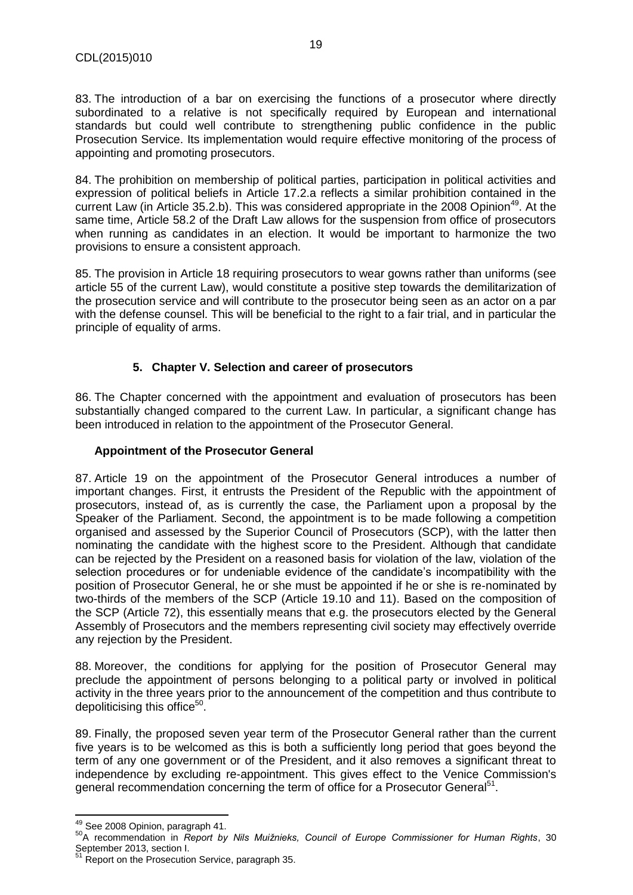83. The introduction of a bar on exercising the functions of a prosecutor where directly subordinated to a relative is not specifically required by European and international standards but could well contribute to strengthening public confidence in the public Prosecution Service. Its implementation would require effective monitoring of the process of appointing and promoting prosecutors.

84. The prohibition on membership of political parties, participation in political activities and expression of political beliefs in Article 17.2.a reflects a similar prohibition contained in the current Law (in Article 35.2.b). This was considered appropriate in the 2008 Opinion[49]. At the same time, Article 58.2 of the Draft Law allows for the suspension from office of prosecutors when running as candidates in an election. It would be important to harmonize the two provisions to ensure a consistent approach.

85. The provision in Article 18 requiring prosecutors to wear gowns rather than uniforms (see article 55 of the current Law), would constitute a positive step towards the demilitarization of the prosecution service and will contribute to the prosecutor being seen as an actor on a par with the defense counsel. This will be beneficial to the right to a fair trial, and in particular the principle of equality of arms.

## 5. Chapter V. Selection and career of prosecutors

86. The Chapter concerned with the appointment and evaluation of prosecutors has been substantially changed compared to the current Law. In particular, a significant change has been introduced in relation to the appointment of the Prosecutor General.

### Appointment of the Prosecutor General

87. Article 19 on the appointment of the Prosecutor General introduces a number of important changes. First, it entrusts the President of the Republic with the appointment of prosecutors, instead of, as is currently the case, the Parliament upon a proposal by the Speaker of the Parliament. Second, the appointment is to be made following a competition organised and assessed by the Superior Council of Prosecutors (SCP), with the latter then nominating the candidate with the highest score to the President. Although that candidate can be rejected by the President on a reasoned basis for violation of the law, violation of the selection procedures or for undeniable evidence of the candidate's incompatibility with the position of Prosecutor General, he or she must be appointed if he or she is re-nominated by two-thirds of the members of the SCP (Article 19.10 and 11). Based on the composition of the SCP (Article 72), this essentially means that e.g. the prosecutors elected by the General Assembly of Prosecutors and the members representing civil society may effectively override any rejection by the President.

88. Moreover, the conditions for applying for the position of Prosecutor General may preclude the appointment of persons belonging to a political party or involved in political activity in the three years prior to the announcement of the competition and thus contribute to depoliticising this office[50].

89. Finally, the proposed seven year term of the Prosecutor General rather than the current five years is to be welcomed as this is both a sufficiently long period that goes beyond the term of any one government or of the President, and it also removes a significant threat to independence by excluding re-appointment. This gives effect to the Venice Commission's general recommendation concerning the term of office for a Prosecutor General[51].

---

[49] See 2008 Opinion, paragraph 41.

[50] A recommendation in *Report by Nils Muižnieks, Council of Europe Commissioner for Human Rights*, 30 September 2013, section I.

[51] Report on the Prosecution Service, paragraph 35.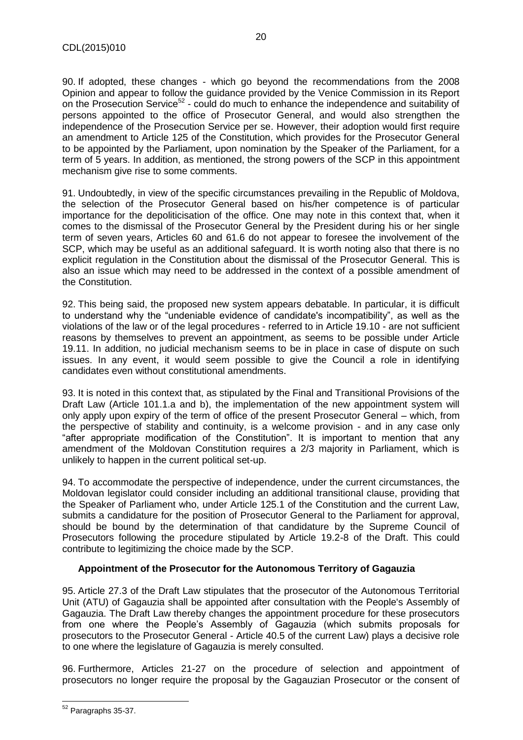90. If adopted, these changes - which go beyond the recommendations from the 2008 Opinion and appear to follow the guidance provided by the Venice Commission in its Report on the Prosecution Service[52] - could do much to enhance the independence and suitability of persons appointed to the office of Prosecutor General, and would also strengthen the independence of the Prosecution Service per se. However, their adoption would first require an amendment to Article 125 of the Constitution, which provides for the Prosecutor General to be appointed by the Parliament, upon nomination by the Speaker of the Parliament, for a term of 5 years. In addition, as mentioned, the strong powers of the SCP in this appointment mechanism give rise to some comments.

91. Undoubtedly, in view of the specific circumstances prevailing in the Republic of Moldova, the selection of the Prosecutor General based on his/her competence is of particular importance for the depoliticisation of the office. One may note in this context that, when it comes to the dismissal of the Prosecutor General by the President during his or her single term of seven years, Articles 60 and 61.6 do not appear to foresee the involvement of the SCP, which may be useful as an additional safeguard. It is worth noting also that there is no explicit regulation in the Constitution about the dismissal of the Prosecutor General. This is also an issue which may need to be addressed in the context of a possible amendment of the Constitution.

92. This being said, the proposed new system appears debatable. In particular, it is difficult to understand why the "undeniable evidence of candidate's incompatibility", as well as the violations of the law or of the legal procedures - referred to in Article 19.10 - are not sufficient reasons by themselves to prevent an appointment, as seems to be possible under Article 19.11. In addition, no judicial mechanism seems to be in place in case of dispute on such issues. In any event, it would seem possible to give the Council a role in identifying candidates even without constitutional amendments.

93. It is noted in this context that, as stipulated by the Final and Transitional Provisions of the Draft Law (Article 101.1.a and b), the implementation of the new appointment system will only apply upon expiry of the term of office of the present Prosecutor General – which, from the perspective of stability and continuity, is a welcome provision - and in any case only "after appropriate modification of the Constitution". It is important to mention that any amendment of the Moldovan Constitution requires a 2/3 majority in Parliament, which is unlikely to happen in the current political set-up.

94. To accommodate the perspective of independence, under the current circumstances, the Moldovan legislator could consider including an additional transitional clause, providing that the Speaker of Parliament who, under Article 125.1 of the Constitution and the current Law, submits a candidature for the position of Prosecutor General to the Parliament for approval, should be bound by the determination of that candidature by the Supreme Council of Prosecutors following the procedure stipulated by Article 19.2-8 of the Draft. This could contribute to legitimizing the choice made by the SCP.

### Appointment of the Prosecutor for the Autonomous Territory of Gagauzia

95. Article 27.3 of the Draft Law stipulates that the prosecutor of the Autonomous Territorial Unit (ATU) of Gagauzia shall be appointed after consultation with the People's Assembly of Gagauzia. The Draft Law thereby changes the appointment procedure for these prosecutors from one where the People's Assembly of Gagauzia (which submits proposals for prosecutors to the Prosecutor General - Article 40.5 of the current Law) plays a decisive role to one where the legislature of Gagauzia is merely consulted.

96. Furthermore, Articles 21-27 on the procedure of selection and appointment of prosecutors no longer require the proposal by the Gagauzian Prosecutor or the consent of

[52] Paragraphs 35-37.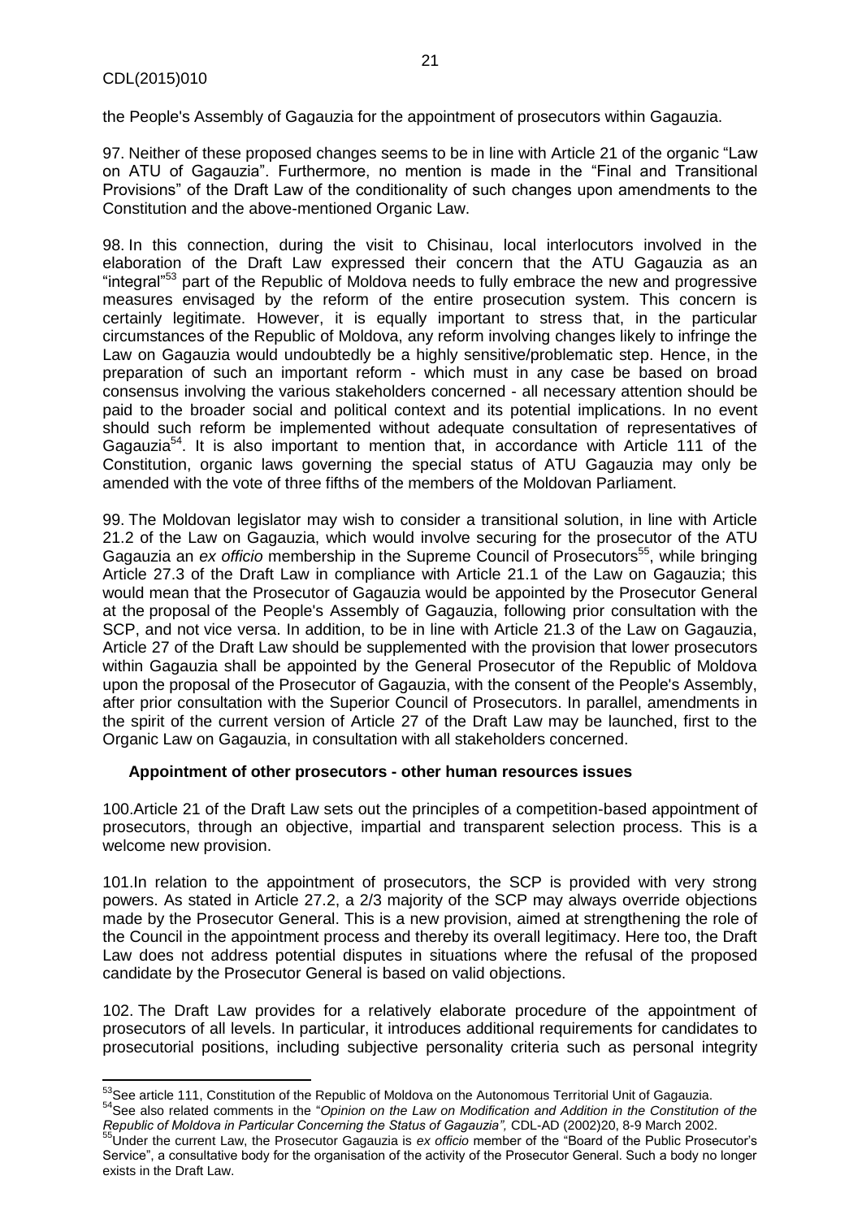the People's Assembly of Gagauzia for the appointment of prosecutors within Gagauzia.

97. Neither of these proposed changes seems to be in line with Article 21 of the organic "Law on ATU of Gagauzia". Furthermore, no mention is made in the "Final and Transitional Provisions" of the Draft Law of the conditionality of such changes upon amendments to the Constitution and the above-mentioned Organic Law.

98. In this connection, during the visit to Chisinau, local interlocutors involved in the elaboration of the Draft Law expressed their concern that the ATU Gagauzia as an "integral"[53] part of the Republic of Moldova needs to fully embrace the new and progressive measures envisaged by the reform of the entire prosecution system. This concern is certainly legitimate. However, it is equally important to stress that, in the particular circumstances of the Republic of Moldova, any reform involving changes likely to infringe the Law on Gagauzia would undoubtedly be a highly sensitive/problematic step. Hence, in the preparation of such an important reform - which must in any case be based on broad consensus involving the various stakeholders concerned - all necessary attention should be paid to the broader social and political context and its potential implications. In no event should such reform be implemented without adequate consultation of representatives of Gagauzia[54]. It is also important to mention that, in accordance with Article 111 of the Constitution, organic laws governing the special status of ATU Gagauzia may only be amended with the vote of three fifths of the members of the Moldovan Parliament.

99. The Moldovan legislator may wish to consider a transitional solution, in line with Article 21.2 of the Law on Gagauzia, which would involve securing for the prosecutor of the ATU Gagauzia an *ex officio* membership in the Supreme Council of Prosecutors[55], while bringing Article 27.3 of the Draft Law in compliance with Article 21.1 of the Law on Gagauzia; this would mean that the Prosecutor of Gagauzia would be appointed by the Prosecutor General at the proposal of the People's Assembly of Gagauzia, following prior consultation with the SCP, and not vice versa. In addition, to be in line with Article 21.3 of the Law on Gagauzia, Article 27 of the Draft Law should be supplemented with the provision that lower prosecutors within Gagauzia shall be appointed by the General Prosecutor of the Republic of Moldova upon the proposal of the Prosecutor of Gagauzia, with the consent of the People's Assembly, after prior consultation with the Superior Council of Prosecutors. In parallel, amendments in the spirit of the current version of Article 27 of the Draft Law may be launched, first to the Organic Law on Gagauzia, in consultation with all stakeholders concerned.

#### Appointment of other prosecutors - other human resources issues

100. Article 21 of the Draft Law sets out the principles of a competition-based appointment of prosecutors, through an objective, impartial and transparent selection process. This is a welcome new provision.

101. In relation to the appointment of prosecutors, the SCP is provided with very strong powers. As stated in Article 27.2, a 2/3 majority of the SCP may always override objections made by the Prosecutor General. This is a new provision, aimed at strengthening the role of the Council in the appointment process and thereby its overall legitimacy. Here too, the Draft Law does not address potential disputes in situations where the refusal of the proposed candidate by the Prosecutor General is based on valid objections.

102. The Draft Law provides for a relatively elaborate procedure of the appointment of prosecutors of all levels. In particular, it introduces additional requirements for candidates to prosecutorial positions, including subjective personality criteria such as personal integrity

---

[53] See article 111, Constitution of the Republic of Moldova on the Autonomous Territorial Unit of Gagauzia.

[54] See also related comments in the "*Opinion on the Law on Modification and Addition in the Constitution of the Republic of Moldova in Particular Concerning the Status of Gagauzia",* CDL-AD (2002)20, 8-9 March 2002.

[55] Under the current Law, the Prosecutor Gagauzia is *ex officio* member of the "Board of the Public Prosecutor's Service", a consultative body for the organisation of the activity of the Prosecutor General. Such a body no longer exists in the Draft Law.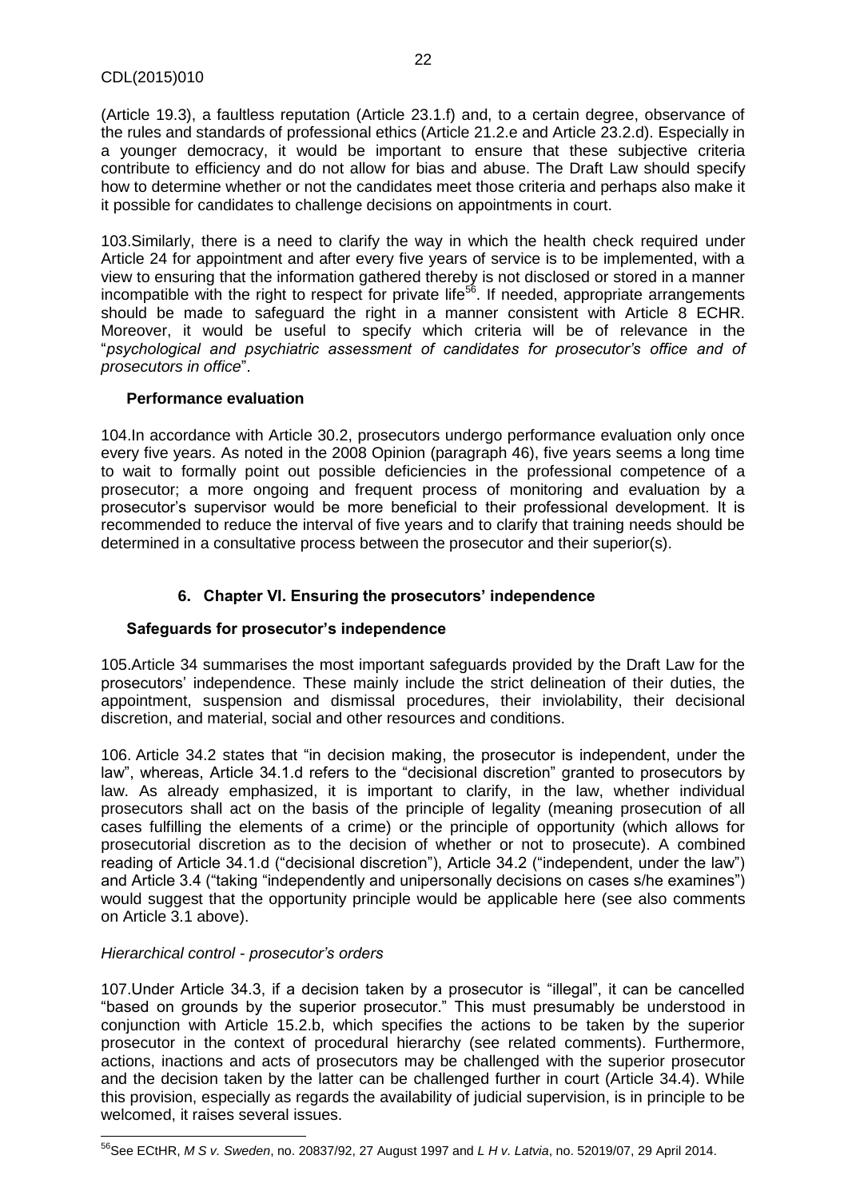(Article 19.3), a faultless reputation (Article 23.1.f) and, to a certain degree, observance of the rules and standards of professional ethics (Article 21.2.e and Article 23.2.d). Especially in a younger democracy, it would be important to ensure that these subjective criteria contribute to efficiency and do not allow for bias and abuse. The Draft Law should specify how to determine whether or not the candidates meet those criteria and perhaps also make it it possible for candidates to challenge decisions on appointments in court.

103.Similarly, there is a need to clarify the way in which the health check required under Article 24 for appointment and after every five years of service is to be implemented, with a view to ensuring that the information gathered thereby is not disclosed or stored in a manner incompatible with the right to respect for private life[56]. If needed, appropriate arrangements should be made to safeguard the right in a manner consistent with Article 8 ECHR. Moreover, it would be useful to specify which criteria will be of relevance in the "*psychological and psychiatric assessment of candidates for prosecutor's office and of prosecutors in office*".

### Performance evaluation

104.In accordance with Article 30.2, prosecutors undergo performance evaluation only once every five years. As noted in the 2008 Opinion (paragraph 46), five years seems a long time to wait to formally point out possible deficiencies in the professional competence of a prosecutor; a more ongoing and frequent process of monitoring and evaluation by a prosecutor's supervisor would be more beneficial to their professional development. It is recommended to reduce the interval of five years and to clarify that training needs should be determined in a consultative process between the prosecutor and their superior(s).

## 6. Chapter VI. Ensuring the prosecutors' independence

### Safeguards for prosecutor's independence

105.Article 34 summarises the most important safeguards provided by the Draft Law for the prosecutors' independence. These mainly include the strict delineation of their duties, the appointment, suspension and dismissal procedures, their inviolability, their decisional discretion, and material, social and other resources and conditions.

106. Article 34.2 states that "in decision making, the prosecutor is independent, under the law", whereas, Article 34.1.d refers to the "decisional discretion" granted to prosecutors by law. As already emphasized, it is important to clarify, in the law, whether individual prosecutors shall act on the basis of the principle of legality (meaning prosecution of all cases fulfilling the elements of a crime) or the principle of opportunity (which allows for prosecutorial discretion as to the decision of whether or not to prosecute). A combined reading of Article 34.1.d ("decisional discretion"), Article 34.2 ("independent, under the law") and Article 3.4 ("taking "independently and unipersonally decisions on cases s/he examines") would suggest that the opportunity principle would be applicable here (see also comments on Article 3.1 above).

*Hierarchical control - prosecutor's orders*

107.Under Article 34.3, if a decision taken by a prosecutor is "illegal", it can be cancelled "based on grounds by the superior prosecutor." This must presumably be understood in conjunction with Article 15.2.b, which specifies the actions to be taken by the superior prosecutor in the context of procedural hierarchy (see related comments). Furthermore, actions, inactions and acts of prosecutors may be challenged with the superior prosecutor and the decision taken by the latter can be challenged further in court (Article 34.4). While this provision, especially as regards the availability of judicial supervision, is in principle to be welcomed, it raises several issues.

---

[56]See ECtHR, *M S v. Sweden*, no. 20837/92, 27 August 1997 and *L H v. Latvia*, no. 52019/07, 29 April 2014.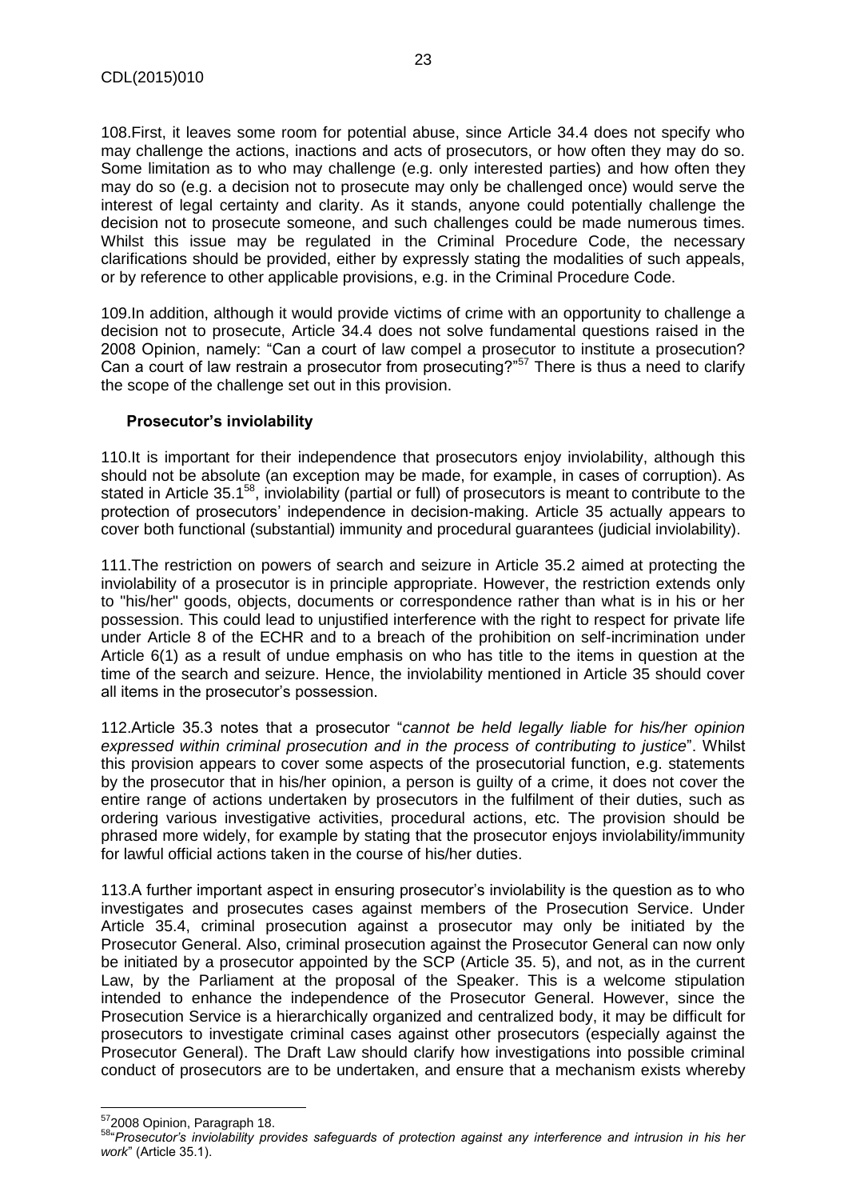108.First, it leaves some room for potential abuse, since Article 34.4 does not specify who may challenge the actions, inactions and acts of prosecutors, or how often they may do so. Some limitation as to who may challenge (e.g. only interested parties) and how often they may do so (e.g. a decision not to prosecute may only be challenged once) would serve the interest of legal certainty and clarity. As it stands, anyone could potentially challenge the decision not to prosecute someone, and such challenges could be made numerous times. Whilst this issue may be regulated in the Criminal Procedure Code, the necessary clarifications should be provided, either by expressly stating the modalities of such appeals, or by reference to other applicable provisions, e.g. in the Criminal Procedure Code.

109.In addition, although it would provide victims of crime with an opportunity to challenge a decision not to prosecute, Article 34.4 does not solve fundamental questions raised in the 2008 Opinion, namely: "Can a court of law compel a prosecutor to institute a prosecution? Can a court of law restrain a prosecutor from prosecuting?"[57] There is thus a need to clarify the scope of the challenge set out in this provision.

### Prosecutor's inviolability

110.It is important for their independence that prosecutors enjoy inviolability, although this should not be absolute (an exception may be made, for example, in cases of corruption). As stated in Article 35.1[58], inviolability (partial or full) of prosecutors is meant to contribute to the protection of prosecutors' independence in decision-making. Article 35 actually appears to cover both functional (substantial) immunity and procedural guarantees (judicial inviolability).

111.The restriction on powers of search and seizure in Article 35.2 aimed at protecting the inviolability of a prosecutor is in principle appropriate. However, the restriction extends only to "his/her" goods, objects, documents or correspondence rather than what is in his or her possession. This could lead to unjustified interference with the right to respect for private life under Article 8 of the ECHR and to a breach of the prohibition on self-incrimination under Article 6(1) as a result of undue emphasis on who has title to the items in question at the time of the search and seizure. Hence, the inviolability mentioned in Article 35 should cover all items in the prosecutor's possession.

112.Article 35.3 notes that a prosecutor "*cannot be held legally liable for his/her opinion expressed within criminal prosecution and in the process of contributing to justice*". Whilst this provision appears to cover some aspects of the prosecutorial function, e.g. statements by the prosecutor that in his/her opinion, a person is guilty of a crime, it does not cover the entire range of actions undertaken by prosecutors in the fulfilment of their duties, such as ordering various investigative activities, procedural actions, etc. The provision should be phrased more widely, for example by stating that the prosecutor enjoys inviolability/immunity for lawful official actions taken in the course of his/her duties.

113.A further important aspect in ensuring prosecutor's inviolability is the question as to who investigates and prosecutes cases against members of the Prosecution Service. Under Article 35.4, criminal prosecution against a prosecutor may only be initiated by the Prosecutor General. Also, criminal prosecution against the Prosecutor General can now only be initiated by a prosecutor appointed by the SCP (Article 35. 5), and not, as in the current Law, by the Parliament at the proposal of the Speaker. This is a welcome stipulation intended to enhance the independence of the Prosecutor General. However, since the Prosecution Service is a hierarchically organized and centralized body, it may be difficult for prosecutors to investigate criminal cases against other prosecutors (especially against the Prosecutor General). The Draft Law should clarify how investigations into possible criminal conduct of prosecutors are to be undertaken, and ensure that a mechanism exists whereby

---

[57] 2008 Opinion, Paragraph 18.

[58] "*Prosecutor's inviolability provides safeguards of protection against any interference and intrusion in his her work*" (Article 35.1).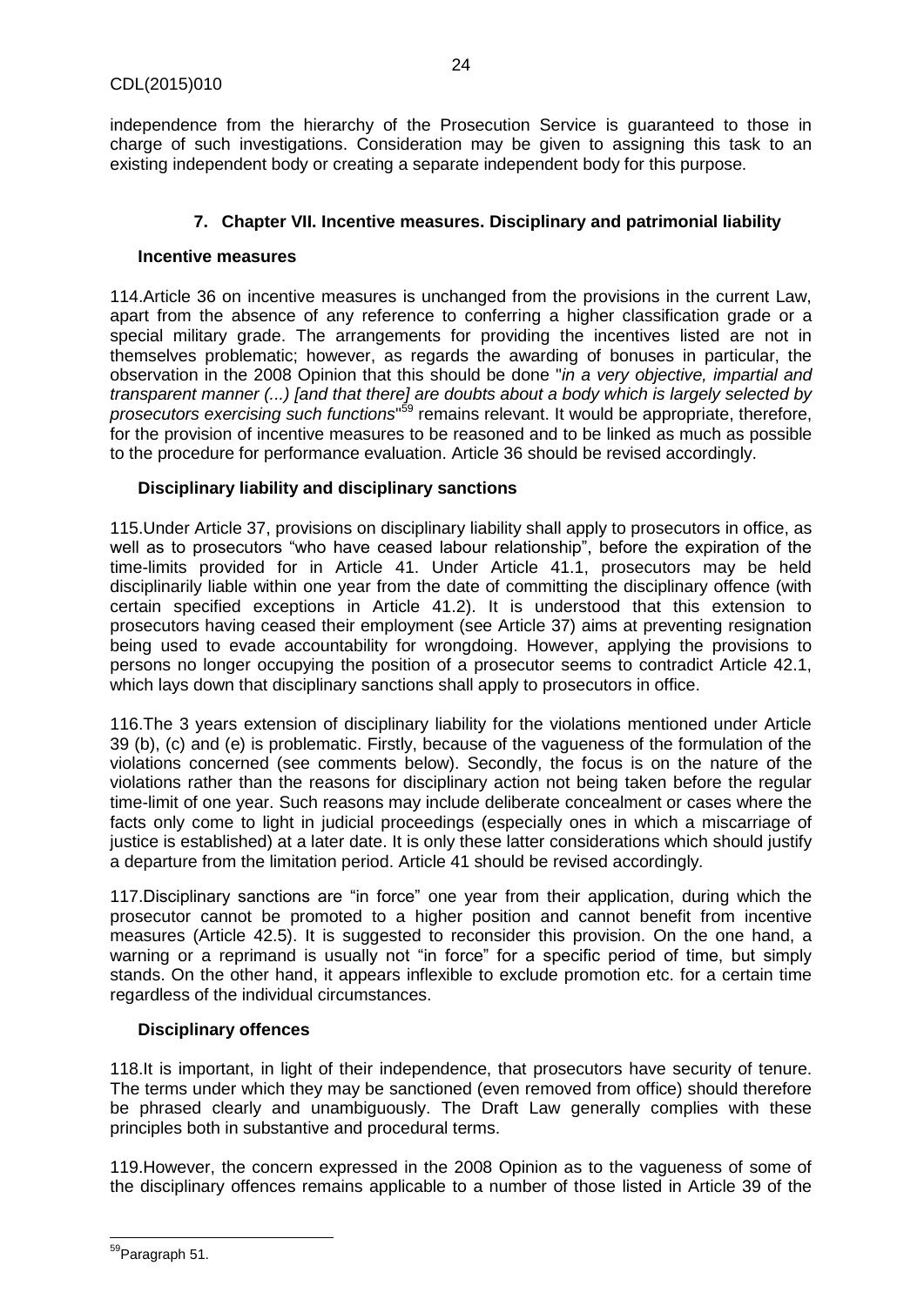independence from the hierarchy of the Prosecution Service is guaranteed to those in charge of such investigations. Consideration may be given to assigning this task to an existing independent body or creating a separate independent body for this purpose.

### 7. Chapter VII. Incentive measures. Disciplinary and patrimonial liability

#### Incentive measures

114.Article 36 on incentive measures is unchanged from the provisions in the current Law, apart from the absence of any reference to conferring a higher classification grade or a special military grade. The arrangements for providing the incentives listed are not in themselves problematic; however, as regards the awarding of bonuses in particular, the observation in the 2008 Opinion that this should be done "*in a very objective, impartial and transparent manner (...) [and that there] are doubts about a body which is largely selected by prosecutors exercising such functions*"[59] remains relevant. It would be appropriate, therefore, for the provision of incentive measures to be reasoned and to be linked as much as possible to the procedure for performance evaluation. Article 36 should be revised accordingly.

#### Disciplinary liability and disciplinary sanctions

115.Under Article 37, provisions on disciplinary liability shall apply to prosecutors in office, as well as to prosecutors "who have ceased labour relationship", before the expiration of the time-limits provided for in Article 41. Under Article 41.1, prosecutors may be held disciplinarily liable within one year from the date of committing the disciplinary offence (with certain specified exceptions in Article 41.2). It is understood that this extension to prosecutors having ceased their employment (see Article 37) aims at preventing resignation being used to evade accountability for wrongdoing. However, applying the provisions to persons no longer occupying the position of a prosecutor seems to contradict Article 42.1, which lays down that disciplinary sanctions shall apply to prosecutors in office.

116.The 3 years extension of disciplinary liability for the violations mentioned under Article 39 (b), (c) and (e) is problematic. Firstly, because of the vagueness of the formulation of the violations concerned (see comments below). Secondly, the focus is on the nature of the violations rather than the reasons for disciplinary action not being taken before the regular time-limit of one year. Such reasons may include deliberate concealment or cases where the facts only come to light in judicial proceedings (especially ones in which a miscarriage of justice is established) at a later date. It is only these latter considerations which should justify a departure from the limitation period. Article 41 should be revised accordingly.

117.Disciplinary sanctions are "in force" one year from their application, during which the prosecutor cannot be promoted to a higher position and cannot benefit from incentive measures (Article 42.5). It is suggested to reconsider this provision. On the one hand, a warning or a reprimand is usually not "in force" for a specific period of time, but simply stands. On the other hand, it appears inflexible to exclude promotion etc. for a certain time regardless of the individual circumstances.

#### Disciplinary offences

118.It is important, in light of their independence, that prosecutors have security of tenure. The terms under which they may be sanctioned (even removed from office) should therefore be phrased clearly and unambiguously. The Draft Law generally complies with these principles both in substantive and procedural terms.

119.However, the concern expressed in the 2008 Opinion as to the vagueness of some of the disciplinary offences remains applicable to a number of those listed in Article 39 of the

[59] Paragraph 51.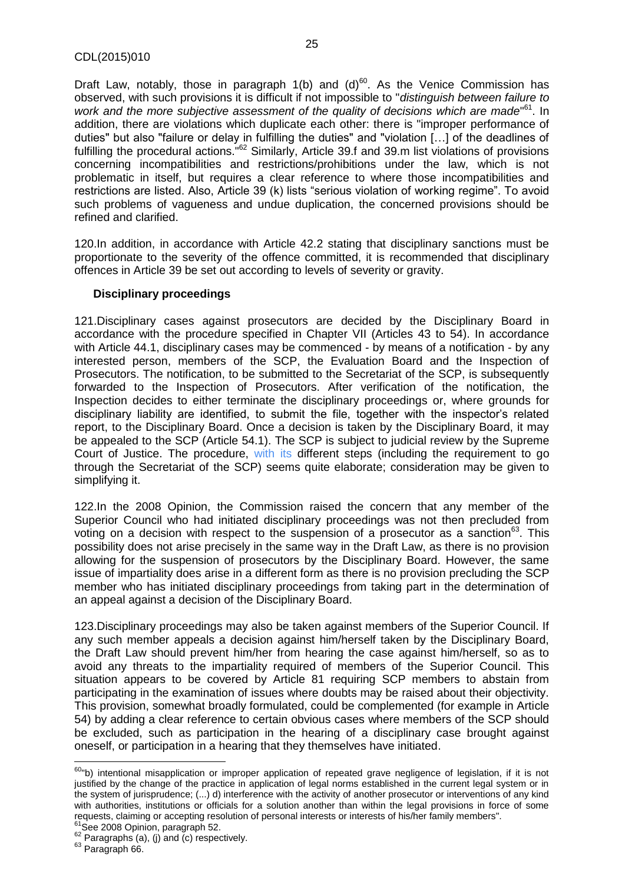Draft Law, notably, those in paragraph 1(b) and (d)[60]. As the Venice Commission has observed, with such provisions it is difficult if not impossible to "*distinguish between failure to work and the more subjective assessment of the quality of decisions which are made*"[61]. In addition, there are violations which duplicate each other: there is "improper performance of duties" but also "failure or delay in fulfilling the duties" and "violation […] of the deadlines of fulfilling the procedural actions."[62] Similarly, Article 39.f and 39.m list violations of provisions concerning incompatibilities and restrictions/prohibitions under the law, which is not problematic in itself, but requires a clear reference to where those incompatibilities and restrictions are listed. Also, Article 39 (k) lists "serious violation of working regime". To avoid such problems of vagueness and undue duplication, the concerned provisions should be refined and clarified.

120.In addition, in accordance with Article 42.2 stating that disciplinary sanctions must be proportionate to the severity of the offence committed, it is recommended that disciplinary offences in Article 39 be set out according to levels of severity or gravity.

**Disciplinary proceedings**

121.Disciplinary cases against prosecutors are decided by the Disciplinary Board in accordance with the procedure specified in Chapter VII (Articles 43 to 54). In accordance with Article 44.1, disciplinary cases may be commenced - by means of a notification - by any interested person, members of the SCP, the Evaluation Board and the Inspection of Prosecutors. The notification, to be submitted to the Secretariat of the SCP, is subsequently forwarded to the Inspection of Prosecutors. After verification of the notification, the Inspection decides to either terminate the disciplinary proceedings or, where grounds for disciplinary liability are identified, to submit the file, together with the inspector's related report, to the Disciplinary Board. Once a decision is taken by the Disciplinary Board, it may be appealed to the SCP (Article 54.1). The SCP is subject to judicial review by the Supreme Court of Justice. The procedure, with its different steps (including the requirement to go through the Secretariat of the SCP) seems quite elaborate; consideration may be given to simplifying it.

122.In the 2008 Opinion, the Commission raised the concern that any member of the Superior Council who had initiated disciplinary proceedings was not then precluded from voting on a decision with respect to the suspension of a prosecutor as a sanction[63]. This possibility does not arise precisely in the same way in the Draft Law, as there is no provision allowing for the suspension of prosecutors by the Disciplinary Board. However, the same issue of impartiality does arise in a different form as there is no provision precluding the SCP member who has initiated disciplinary proceedings from taking part in the determination of an appeal against a decision of the Disciplinary Board.

123.Disciplinary proceedings may also be taken against members of the Superior Council. If any such member appeals a decision against him/herself taken by the Disciplinary Board, the Draft Law should prevent him/her from hearing the case against him/herself, so as to avoid any threats to the impartiality required of members of the Superior Council. This situation appears to be covered by Article 81 requiring SCP members to abstain from participating in the examination of issues where doubts may be raised about their objectivity. This provision, somewhat broadly formulated, could be complemented (for example in Article 54) by adding a clear reference to certain obvious cases where members of the SCP should be excluded, such as participation in the hearing of a disciplinary case brought against oneself, or participation in a hearing that they themselves have initiated.

---

[60] "b) intentional misapplication or improper application of repeated grave negligence of legislation, if it is not justified by the change of the practice in application of legal norms established in the current legal system or in the system of jurisprudence; (...) d) interference with the activity of another prosecutor or interventions of any kind with authorities, institutions or officials for a solution another than within the legal provisions in force of some requests, claiming or accepting resolution of personal interests or interests of his/her family members".

[61] See 2008 Opinion, paragraph 52.

[62] Paragraphs (a), (j) and (c) respectively.

[63] Paragraph 66.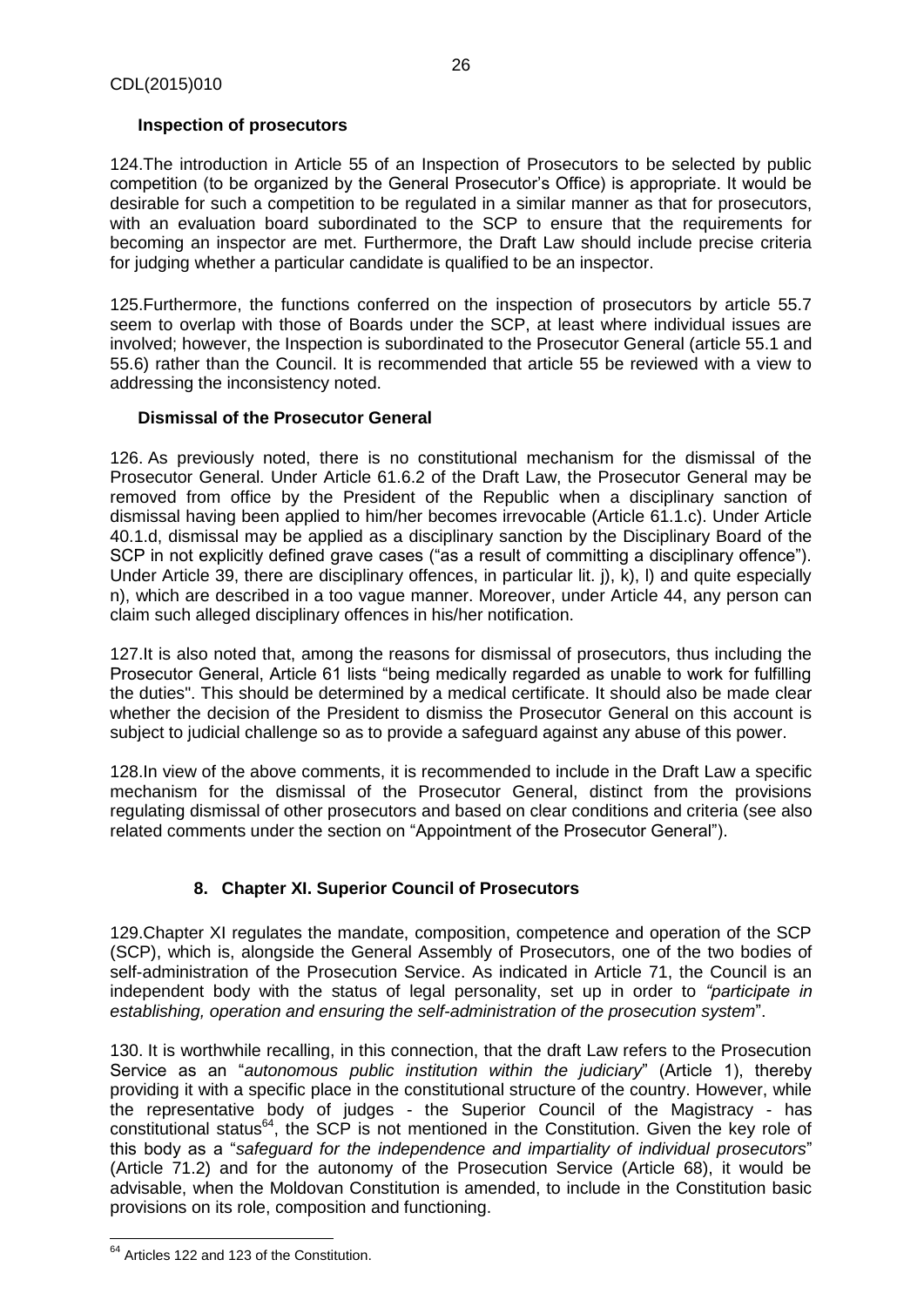### Inspection of prosecutors

124.The introduction in Article 55 of an Inspection of Prosecutors to be selected by public competition (to be organized by the General Prosecutor's Office) is appropriate. It would be desirable for such a competition to be regulated in a similar manner as that for prosecutors, with an evaluation board subordinated to the SCP to ensure that the requirements for becoming an inspector are met. Furthermore, the Draft Law should include precise criteria for judging whether a particular candidate is qualified to be an inspector.

125.Furthermore, the functions conferred on the inspection of prosecutors by article 55.7 seem to overlap with those of Boards under the SCP, at least where individual issues are involved; however, the Inspection is subordinated to the Prosecutor General (article 55.1 and 55.6) rather than the Council. It is recommended that article 55 be reviewed with a view to addressing the inconsistency noted.

### Dismissal of the Prosecutor General

126. As previously noted, there is no constitutional mechanism for the dismissal of the Prosecutor General. Under Article 61.6.2 of the Draft Law, the Prosecutor General may be removed from office by the President of the Republic when a disciplinary sanction of dismissal having been applied to him/her becomes irrevocable (Article 61.1.c). Under Article 40.1.d, dismissal may be applied as a disciplinary sanction by the Disciplinary Board of the SCP in not explicitly defined grave cases ("as a result of committing a disciplinary offence"). Under Article 39, there are disciplinary offences, in particular lit. j), k), l) and quite especially n), which are described in a too vague manner. Moreover, under Article 44, any person can claim such alleged disciplinary offences in his/her notification.

127.It is also noted that, among the reasons for dismissal of prosecutors, thus including the Prosecutor General, Article 61 lists "being medically regarded as unable to work for fulfilling the duties". This should be determined by a medical certificate. It should also be made clear whether the decision of the President to dismiss the Prosecutor General on this account is subject to judicial challenge so as to provide a safeguard against any abuse of this power.

128.In view of the above comments, it is recommended to include in the Draft Law a specific mechanism for the dismissal of the Prosecutor General, distinct from the provisions regulating dismissal of other prosecutors and based on clear conditions and criteria (see also related comments under the section on "Appointment of the Prosecutor General").

## 8. Chapter XI. Superior Council of Prosecutors

129.Chapter XI regulates the mandate, composition, competence and operation of the SCP (SCP), which is, alongside the General Assembly of Prosecutors, one of the two bodies of self-administration of the Prosecution Service. As indicated in Article 71, the Council is an independent body with the status of legal personality, set up in order to *"participate in establishing, operation and ensuring the self-administration of the prosecution system*".

130. It is worthwhile recalling, in this connection, that the draft Law refers to the Prosecution Service as an "*autonomous public institution within the judiciary*" (Article 1), thereby providing it with a specific place in the constitutional structure of the country. However, while the representative body of judges - the Superior Council of the Magistracy - has constitutional status[64], the SCP is not mentioned in the Constitution. Given the key role of this body as a "*safeguard for the independence and impartiality of individual prosecutors*" (Article 71.2) and for the autonomy of the Prosecution Service (Article 68), it would be advisable, when the Moldovan Constitution is amended, to include in the Constitution basic provisions on its role, composition and functioning.

---

[64] Articles 122 and 123 of the Constitution.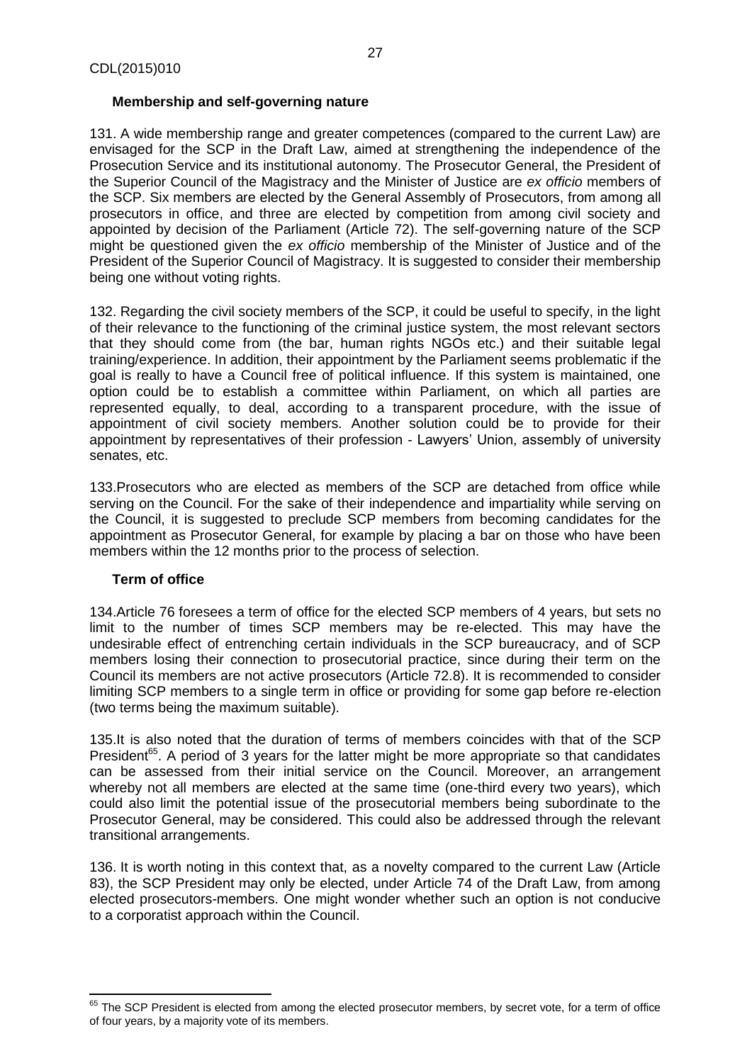### Membership and self-governing nature

131. A wide membership range and greater competences (compared to the current Law) are envisaged for the SCP in the Draft Law, aimed at strengthening the independence of the Prosecution Service and its institutional autonomy. The Prosecutor General, the President of the Superior Council of the Magistracy and the Minister of Justice are *ex officio* members of the SCP. Six members are elected by the General Assembly of Prosecutors, from among all prosecutors in office, and three are elected by competition from among civil society and appointed by decision of the Parliament (Article 72). The self-governing nature of the SCP might be questioned given the *ex officio* membership of the Minister of Justice and of the President of the Superior Council of Magistracy. It is suggested to consider their membership being one without voting rights.

132. Regarding the civil society members of the SCP, it could be useful to specify, in the light of their relevance to the functioning of the criminal justice system, the most relevant sectors that they should come from (the bar, human rights NGOs etc.) and their suitable legal training/experience. In addition, their appointment by the Parliament seems problematic if the goal is really to have a Council free of political influence. If this system is maintained, one option could be to establish a committee within Parliament, on which all parties are represented equally, to deal, according to a transparent procedure, with the issue of appointment of civil society members. Another solution could be to provide for their appointment by representatives of their profession - Lawyers' Union, assembly of university senates, etc.

133. Prosecutors who are elected as members of the SCP are detached from office while serving on the Council. For the sake of their independence and impartiality while serving on the Council, it is suggested to preclude SCP members from becoming candidates for the appointment as Prosecutor General, for example by placing a bar on those who have been members within the 12 months prior to the process of selection.

### Term of office

134. Article 76 foresees a term of office for the elected SCP members of 4 years, but sets no limit to the number of times SCP members may be re-elected. This may have the undesirable effect of entrenching certain individuals in the SCP bureaucracy, and of SCP members losing their connection to prosecutorial practice, since during their term on the Council its members are not active prosecutors (Article 72.8). It is recommended to consider limiting SCP members to a single term in office or providing for some gap before re-election (two terms being the maximum suitable).

135. It is also noted that the duration of terms of members coincides with that of the SCP President[65]. A period of 3 years for the latter might be more appropriate so that candidates can be assessed from their initial service on the Council. Moreover, an arrangement whereby not all members are elected at the same time (one-third every two years), which could also limit the potential issue of the prosecutorial members being subordinate to the Prosecutor General, may be considered. This could also be addressed through the relevant transitional arrangements.

136. It is worth noting in this context that, as a novelty compared to the current Law (Article 83), the SCP President may only be elected, under Article 74 of the Draft Law, from among elected prosecutors-members. One might wonder whether such an option is not conducive to a corporatist approach within the Council.

---

[65] The SCP President is elected from among the elected prosecutor members, by secret vote, for a term of office of four years, by a majority vote of its members.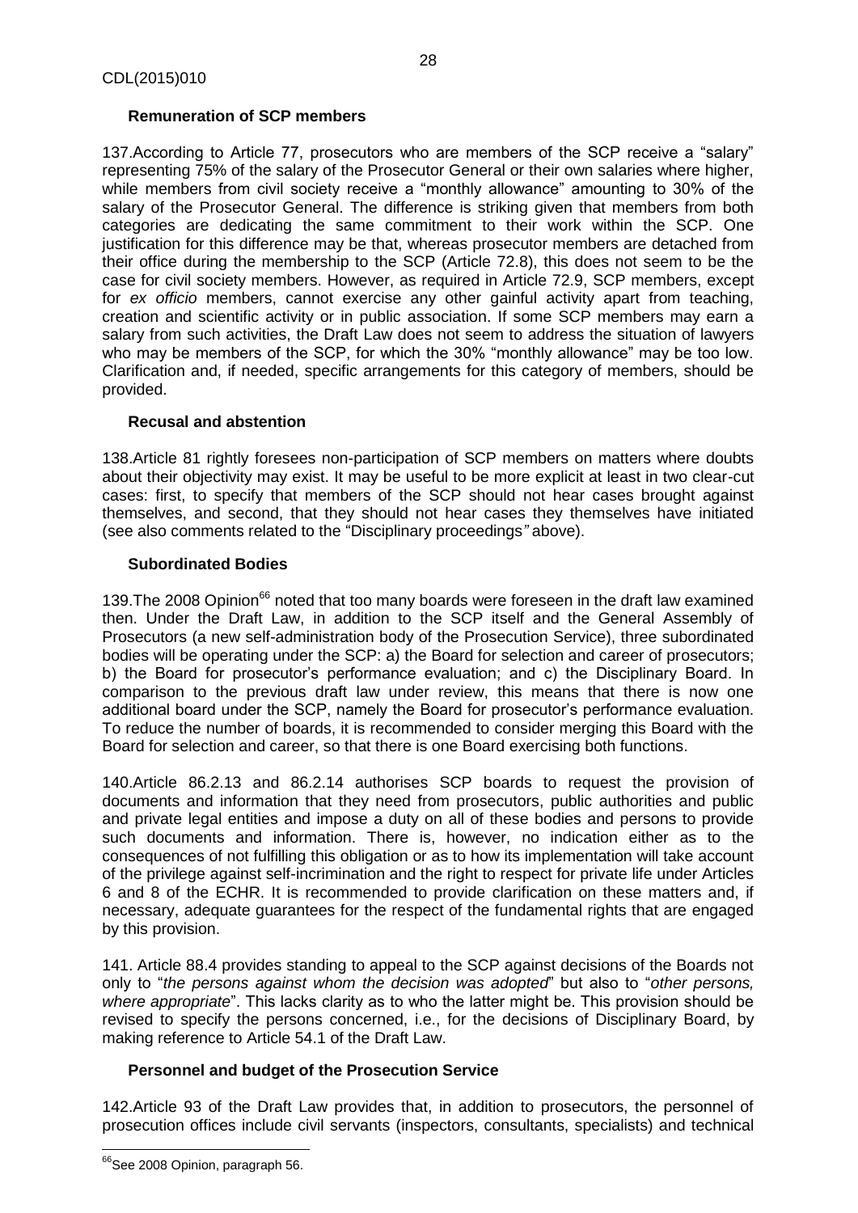### Remuneration of SCP members

137.According to Article 77, prosecutors who are members of the SCP receive a "salary" representing 75% of the salary of the Prosecutor General or their own salaries where higher, while members from civil society receive a "monthly allowance" amounting to 30% of the salary of the Prosecutor General. The difference is striking given that members from both categories are dedicating the same commitment to their work within the SCP. One justification for this difference may be that, whereas prosecutor members are detached from their office during the membership to the SCP (Article 72.8), this does not seem to be the case for civil society members. However, as required in Article 72.9, SCP members, except for *ex officio* members, cannot exercise any other gainful activity apart from teaching, creation and scientific activity or in public association. If some SCP members may earn a salary from such activities, the Draft Law does not seem to address the situation of lawyers who may be members of the SCP, for which the 30% "monthly allowance" may be too low. Clarification and, if needed, specific arrangements for this category of members, should be provided.

### Recusal and abstention

138.Article 81 rightly foresees non-participation of SCP members on matters where doubts about their objectivity may exist. It may be useful to be more explicit at least in two clear-cut cases: first, to specify that members of the SCP should not hear cases brought against themselves, and second, that they should not hear cases they themselves have initiated (see also comments related to the "Disciplinary proceedings*"* above).

### Subordinated Bodies

139.The 2008 Opinion[66] noted that too many boards were foreseen in the draft law examined then. Under the Draft Law, in addition to the SCP itself and the General Assembly of Prosecutors (a new self-administration body of the Prosecution Service), three subordinated bodies will be operating under the SCP: a) the Board for selection and career of prosecutors; b) the Board for prosecutor's performance evaluation; and c) the Disciplinary Board. In comparison to the previous draft law under review, this means that there is now one additional board under the SCP, namely the Board for prosecutor's performance evaluation. To reduce the number of boards, it is recommended to consider merging this Board with the Board for selection and career, so that there is one Board exercising both functions.

140.Article 86.2.13 and 86.2.14 authorises SCP boards to request the provision of documents and information that they need from prosecutors, public authorities and public and private legal entities and impose a duty on all of these bodies and persons to provide such documents and information. There is, however, no indication either as to the consequences of not fulfilling this obligation or as to how its implementation will take account of the privilege against self-incrimination and the right to respect for private life under Articles 6 and 8 of the ECHR. It is recommended to provide clarification on these matters and, if necessary, adequate guarantees for the respect of the fundamental rights that are engaged by this provision.

141. Article 88.4 provides standing to appeal to the SCP against decisions of the Boards not only to "*the persons against whom the decision was adopted*" but also to "*other persons, where appropriate*". This lacks clarity as to who the latter might be. This provision should be revised to specify the persons concerned, i.e., for the decisions of Disciplinary Board, by making reference to Article 54.1 of the Draft Law.

### Personnel and budget of the Prosecution Service

142.Article 93 of the Draft Law provides that, in addition to prosecutors, the personnel of prosecution offices include civil servants (inspectors, consultants, specialists) and technical

---

[66] See 2008 Opinion, paragraph 56.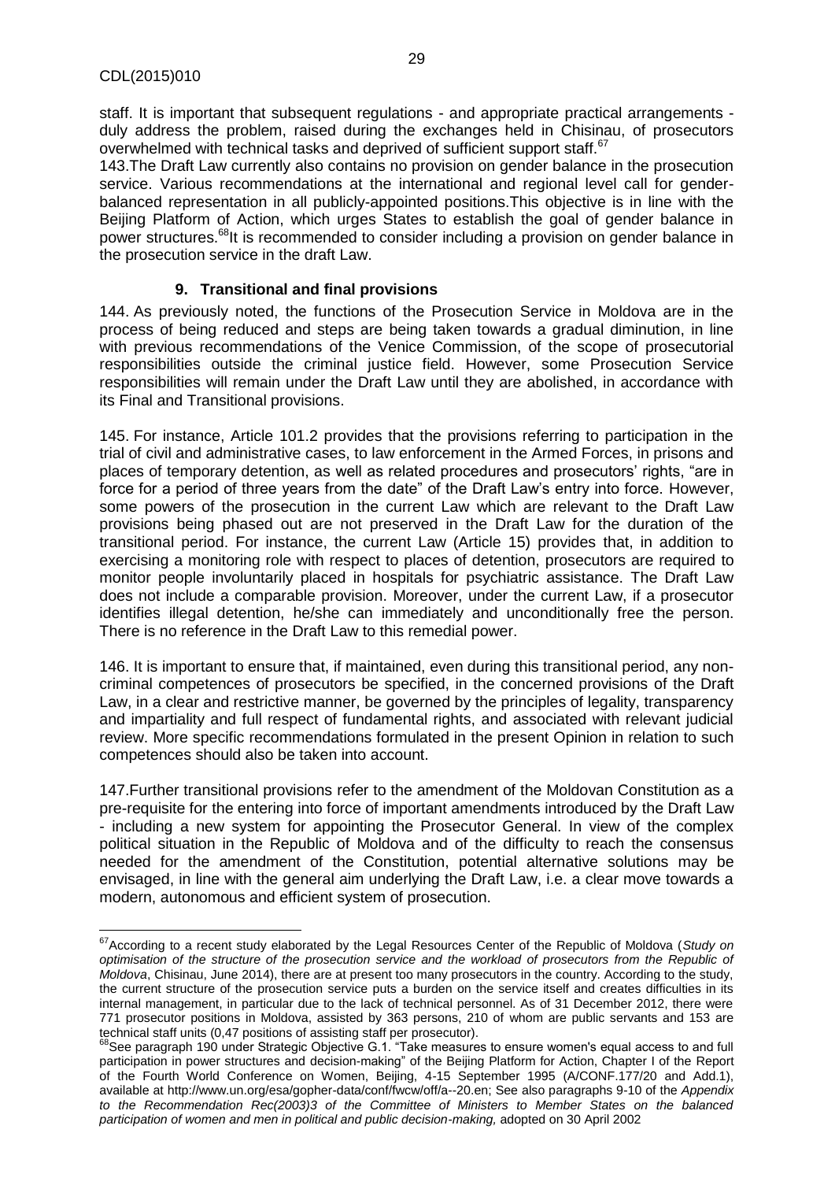staff. It is important that subsequent regulations - and appropriate practical arrangements - duly address the problem, raised during the exchanges held in Chisinau, of prosecutors overwhelmed with technical tasks and deprived of sufficient support staff.[67]

143.The Draft Law currently also contains no provision on gender balance in the prosecution service. Various recommendations at the international and regional level call for gender-balanced representation in all publicly-appointed positions.This objective is in line with the Beijing Platform of Action, which urges States to establish the goal of gender balance in power structures.[68]It is recommended to consider including a provision on gender balance in the prosecution service in the draft Law.

### 9. Transitional and final provisions

144. As previously noted, the functions of the Prosecution Service in Moldova are in the process of being reduced and steps are being taken towards a gradual diminution, in line with previous recommendations of the Venice Commission, of the scope of prosecutorial responsibilities outside the criminal justice field. However, some Prosecution Service responsibilities will remain under the Draft Law until they are abolished, in accordance with its Final and Transitional provisions.

145. For instance, Article 101.2 provides that the provisions referring to participation in the trial of civil and administrative cases, to law enforcement in the Armed Forces, in prisons and places of temporary detention, as well as related procedures and prosecutors' rights, "are in force for a period of three years from the date" of the Draft Law's entry into force. However, some powers of the prosecution in the current Law which are relevant to the Draft Law provisions being phased out are not preserved in the Draft Law for the duration of the transitional period. For instance, the current Law (Article 15) provides that, in addition to exercising a monitoring role with respect to places of detention, prosecutors are required to monitor people involuntarily placed in hospitals for psychiatric assistance. The Draft Law does not include a comparable provision. Moreover, under the current Law, if a prosecutor identifies illegal detention, he/she can immediately and unconditionally free the person. There is no reference in the Draft Law to this remedial power.

146. It is important to ensure that, if maintained, even during this transitional period, any non-criminal competences of prosecutors be specified, in the concerned provisions of the Draft Law, in a clear and restrictive manner, be governed by the principles of legality, transparency and impartiality and full respect of fundamental rights, and associated with relevant judicial review. More specific recommendations formulated in the present Opinion in relation to such competences should also be taken into account.

147.Further transitional provisions refer to the amendment of the Moldovan Constitution as a pre-requisite for the entering into force of important amendments introduced by the Draft Law - including a new system for appointing the Prosecutor General. In view of the complex political situation in the Republic of Moldova and of the difficulty to reach the consensus needed for the amendment of the Constitution, potential alternative solutions may be envisaged, in line with the general aim underlying the Draft Law, i.e. a clear move towards a modern, autonomous and efficient system of prosecution.

---

[67]According to a recent study elaborated by the Legal Resources Center of the Republic of Moldova (*Study on optimisation of the structure of the prosecution service and the workload of prosecutors from the Republic of Moldova*, Chisinau, June 2014), there are at present too many prosecutors in the country. According to the study, the current structure of the prosecution service puts a burden on the service itself and creates difficulties in its internal management, in particular due to the lack of technical personnel. As of 31 December 2012, there were 771 prosecutor positions in Moldova, assisted by 363 persons, 210 of whom are public servants and 153 are technical staff units (0,47 positions of assisting staff per prosecutor).

[68]See paragraph 190 under Strategic Objective G.1. "Take measures to ensure women's equal access to and full participation in power structures and decision-making" of the Beijing Platform for Action, Chapter I of the Report of the Fourth World Conference on Women, Beijing, 4-15 September 1995 (A/CONF.177/20 and Add.1), available at http://www.un.org/esa/gopher-data/conf/fwcw/off/a--20.en; See also paragraphs 9-10 of the *Appendix to the Recommendation Rec(2003)3 of the Committee of Ministers to Member States on the balanced participation of women and men in political and public decision-making,* adopted on 30 April 2002